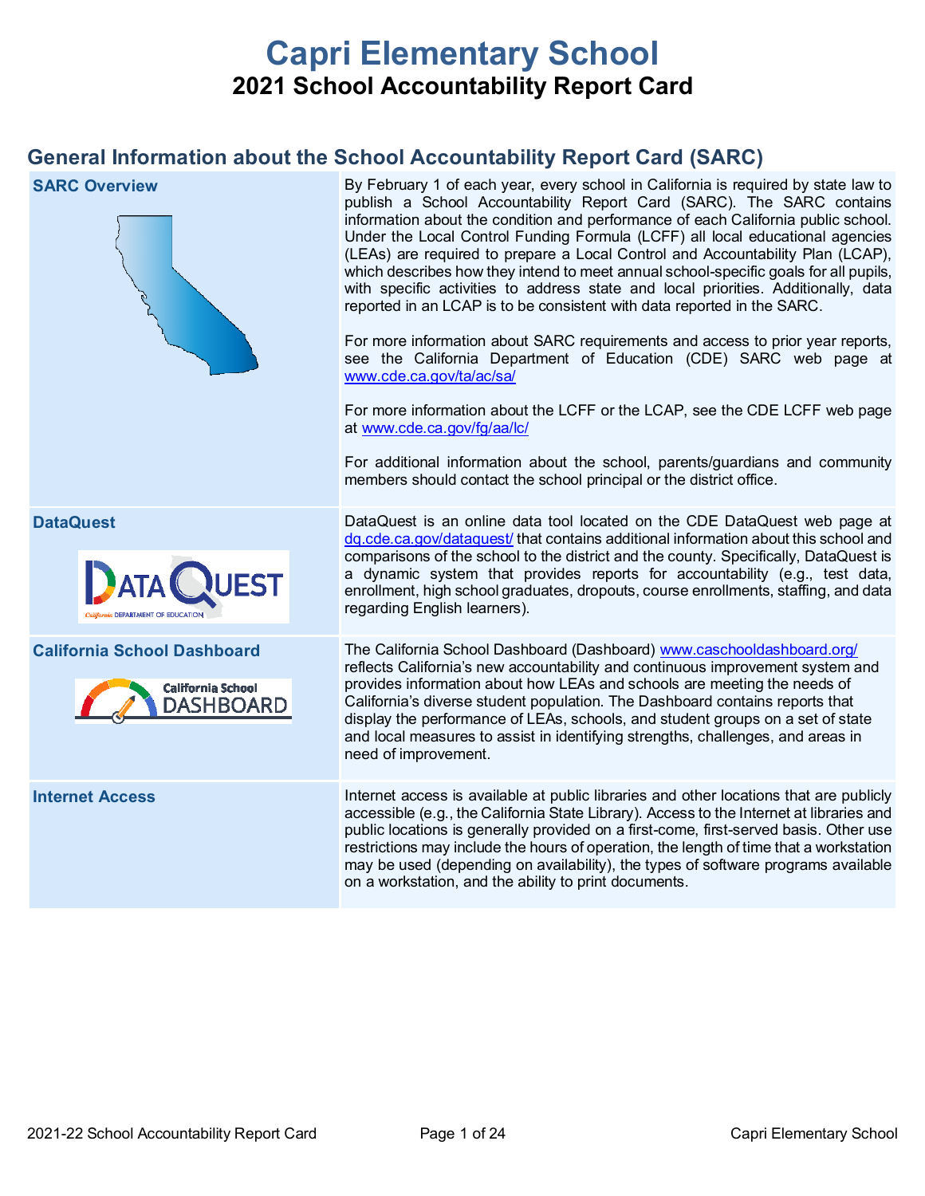# Capri Elementary School

## 2021 School Accountability Report Card

## General Information about the School Accountability Report Card (SARC)

| | |
|---|---|
| **SARC Overview** | By February 1 of each year, every school in California is required by state law to publish a School Accountability Report Card (SARC). The SARC contains information about the condition and performance of each California public school. Under the Local Control Funding Formula (LCFF) all local educational agencies (LEAs) are required to prepare a Local Control and Accountability Plan (LCAP), which describes how they intend to meet annual school-specific goals for all pupils, with specific activities to address state and local priorities. Additionally, data reported in an LCAP is to be consistent with data reported in the SARC.<br><br>For more information about SARC requirements and access to prior year reports, see the California Department of Education (CDE) SARC web page at www.cde.ca.gov/ta/ac/sa/<br><br>For more information about the LCFF or the LCAP, see the CDE LCFF web page at www.cde.ca.gov/fg/aa/lc/<br><br>For additional information about the school, parents/guardians and community members should contact the school principal or the district office. |
| **DataQuest** | DataQuest is an online data tool located on the CDE DataQuest web page at dq.cde.ca.gov/dataquest/ that contains additional information about this school and comparisons of the school to the district and the county. Specifically, DataQuest is a dynamic system that provides reports for accountability (e.g., test data, enrollment, high school graduates, dropouts, course enrollments, staffing, and data regarding English learners). |
| **California School Dashboard** | The California School Dashboard (Dashboard) www.caschooldashboard.org/ reflects California's new accountability and continuous improvement system and provides information about how LEAs and schools are meeting the needs of California's diverse student population. The Dashboard contains reports that display the performance of LEAs, schools, and student groups on a set of state and local measures to assist in identifying strengths, challenges, and areas in need of improvement. |
| **Internet Access** | Internet access is available at public libraries and other locations that are publicly accessible (e.g., the California State Library). Access to the Internet at libraries and public locations is generally provided on a first-come, first-served basis. Other use restrictions may include the hours of operation, the length of time that a workstation may be used (depending on availability), the types of software programs available on a workstation, and the ability to print documents. |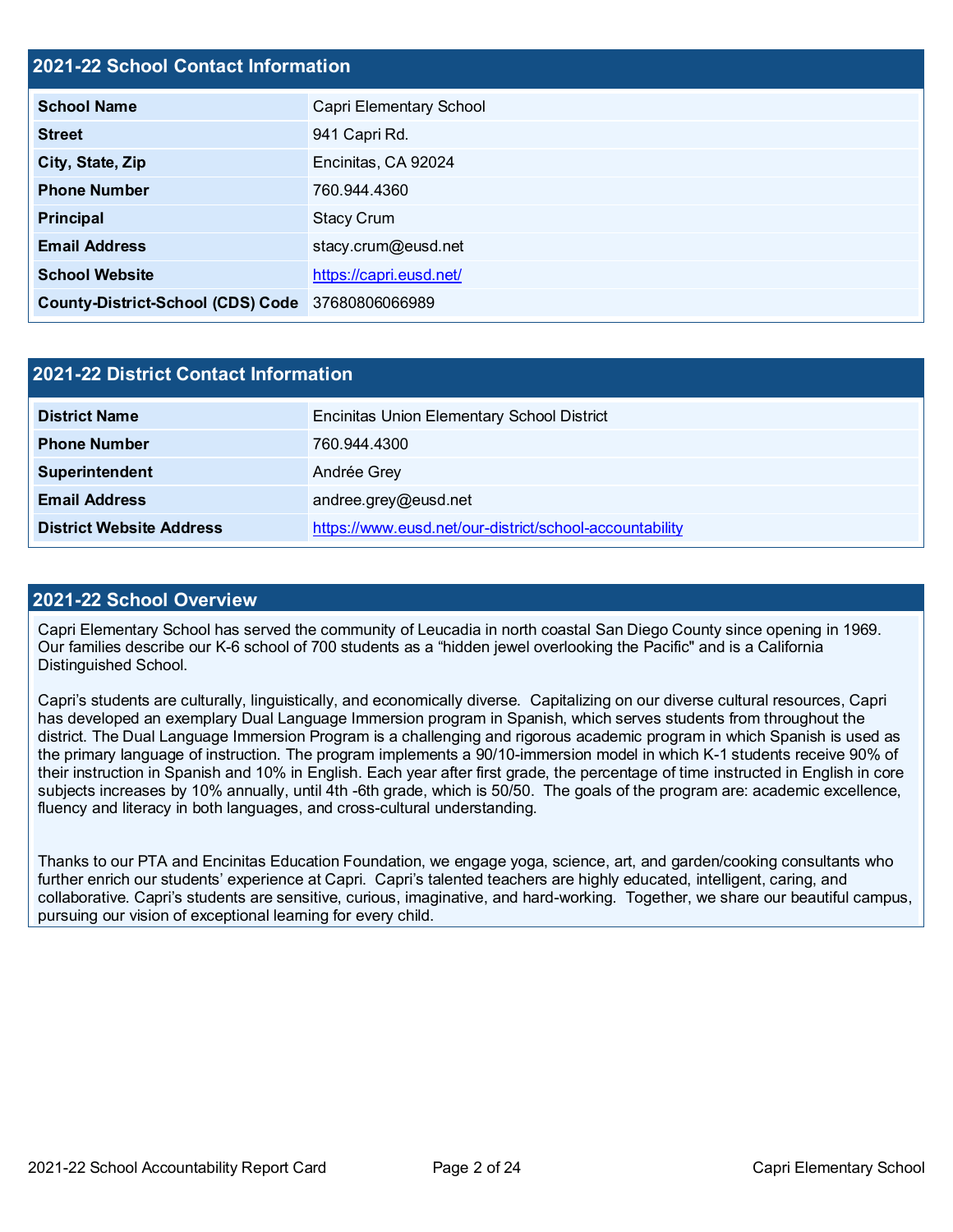## 2021-22 School Contact Information

| | |
|---|---|
| **School Name** | Capri Elementary School |
| **Street** | 941 Capri Rd. |
| **City, State, Zip** | Encinitas, CA 92024 |
| **Phone Number** | 760.944.4360 |
| **Principal** | Stacy Crum |
| **Email Address** | stacy.crum@eusd.net |
| **School Website** | https://capri.eusd.net/ |
| **County-District-School (CDS) Code** | 37680806066989 |

## 2021-22 District Contact Information

| | |
|---|---|
| **District Name** | Encinitas Union Elementary School District |
| **Phone Number** | 760.944.4300 |
| **Superintendent** | Andrée Grey |
| **Email Address** | andree.grey@eusd.net |
| **District Website Address** | https://www.eusd.net/our-district/school-accountability |

## 2021-22 School Overview

Capri Elementary School has served the community of Leucadia in north coastal San Diego County since opening in 1969. Our families describe our K-6 school of 700 students as a "hidden jewel overlooking the Pacific" and is a California Distinguished School.

Capri's students are culturally, linguistically, and economically diverse. Capitalizing on our diverse cultural resources, Capri has developed an exemplary Dual Language Immersion program in Spanish, which serves students from throughout the district. The Dual Language Immersion Program is a challenging and rigorous academic program in which Spanish is used as the primary language of instruction. The program implements a 90/10-immersion model in which K-1 students receive 90% of their instruction in Spanish and 10% in English. Each year after first grade, the percentage of time instructed in English in core subjects increases by 10% annually, until 4th -6th grade, which is 50/50. The goals of the program are: academic excellence, fluency and literacy in both languages, and cross-cultural understanding.

Thanks to our PTA and Encinitas Education Foundation, we engage yoga, science, art, and garden/cooking consultants who further enrich our students' experience at Capri. Capri's talented teachers are highly educated, intelligent, caring, and collaborative. Capri's students are sensitive, curious, imaginative, and hard-working. Together, we share our beautiful campus, pursuing our vision of exceptional learning for every child.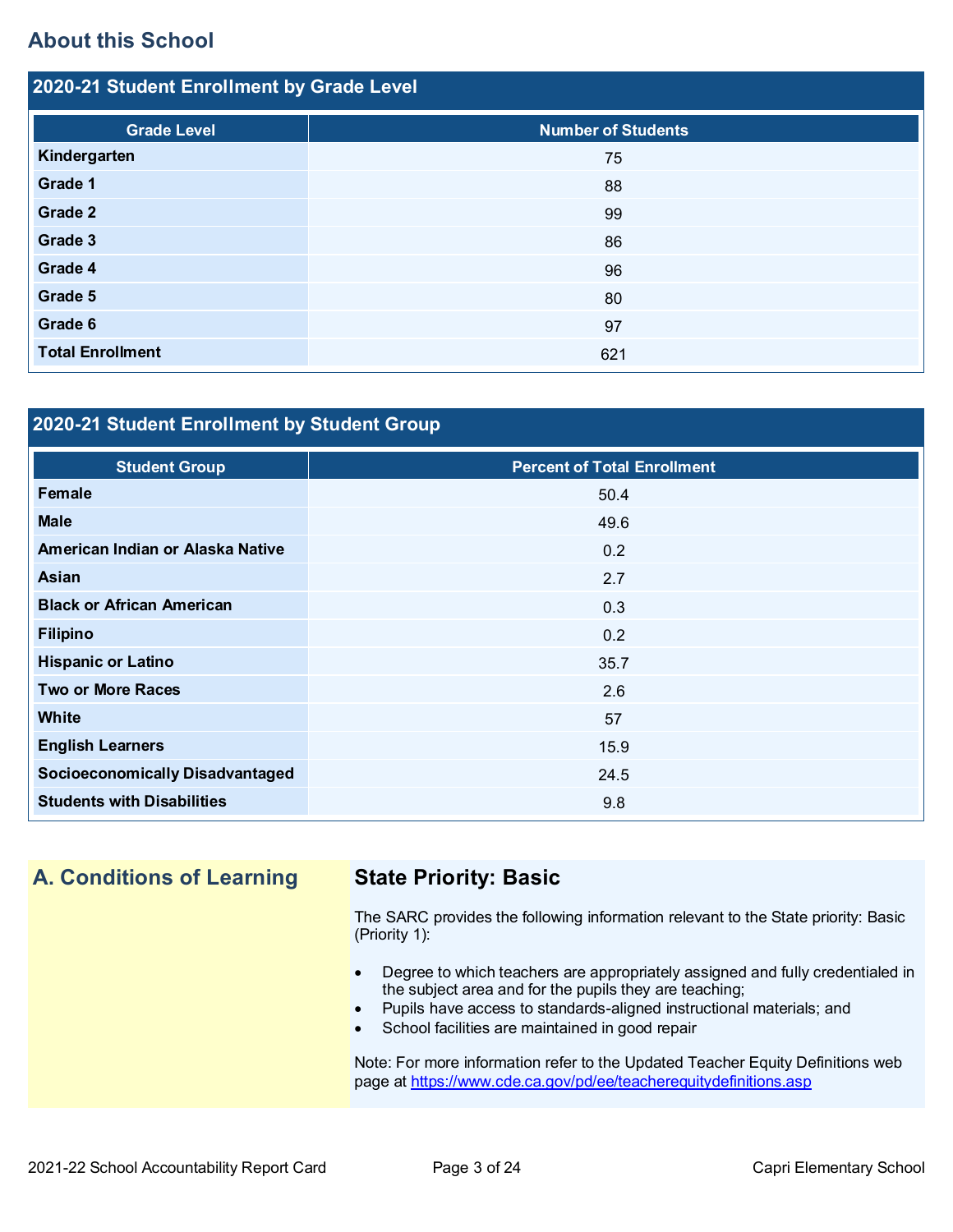## About this School

### 2020-21 Student Enrollment by Grade Level

| Grade Level | Number of Students |
| --- | --- |
| **Kindergarten** | 75 |
| **Grade 1** | 88 |
| **Grade 2** | 99 |
| **Grade 3** | 86 |
| **Grade 4** | 96 |
| **Grade 5** | 80 |
| **Grade 6** | 97 |
| **Total Enrollment** | 621 |

### 2020-21 Student Enrollment by Student Group

| Student Group | Percent of Total Enrollment |
| --- | --- |
| **Female** | 50.4 |
| **Male** | 49.6 |
| **American Indian or Alaska Native** | 0.2 |
| **Asian** | 2.7 |
| **Black or African American** | 0.3 |
| **Filipino** | 0.2 |
| **Hispanic or Latino** | 35.7 |
| **Two or More Races** | 2.6 |
| **White** | 57 |
| **English Learners** | 15.9 |
| **Socioeconomically Disadvantaged** | 24.5 |
| **Students with Disabilities** | 9.8 |

## A. Conditions of Learning

### State Priority: Basic

The SARC provides the following information relevant to the State priority: Basic (Priority 1):

- Degree to which teachers are appropriately assigned and fully credentialed in the subject area and for the pupils they are teaching;
- Pupils have access to standards-aligned instructional materials; and
- School facilities are maintained in good repair

Note: For more information refer to the Updated Teacher Equity Definitions web page at https://www.cde.ca.gov/pd/ee/teacherequitydefinitions.asp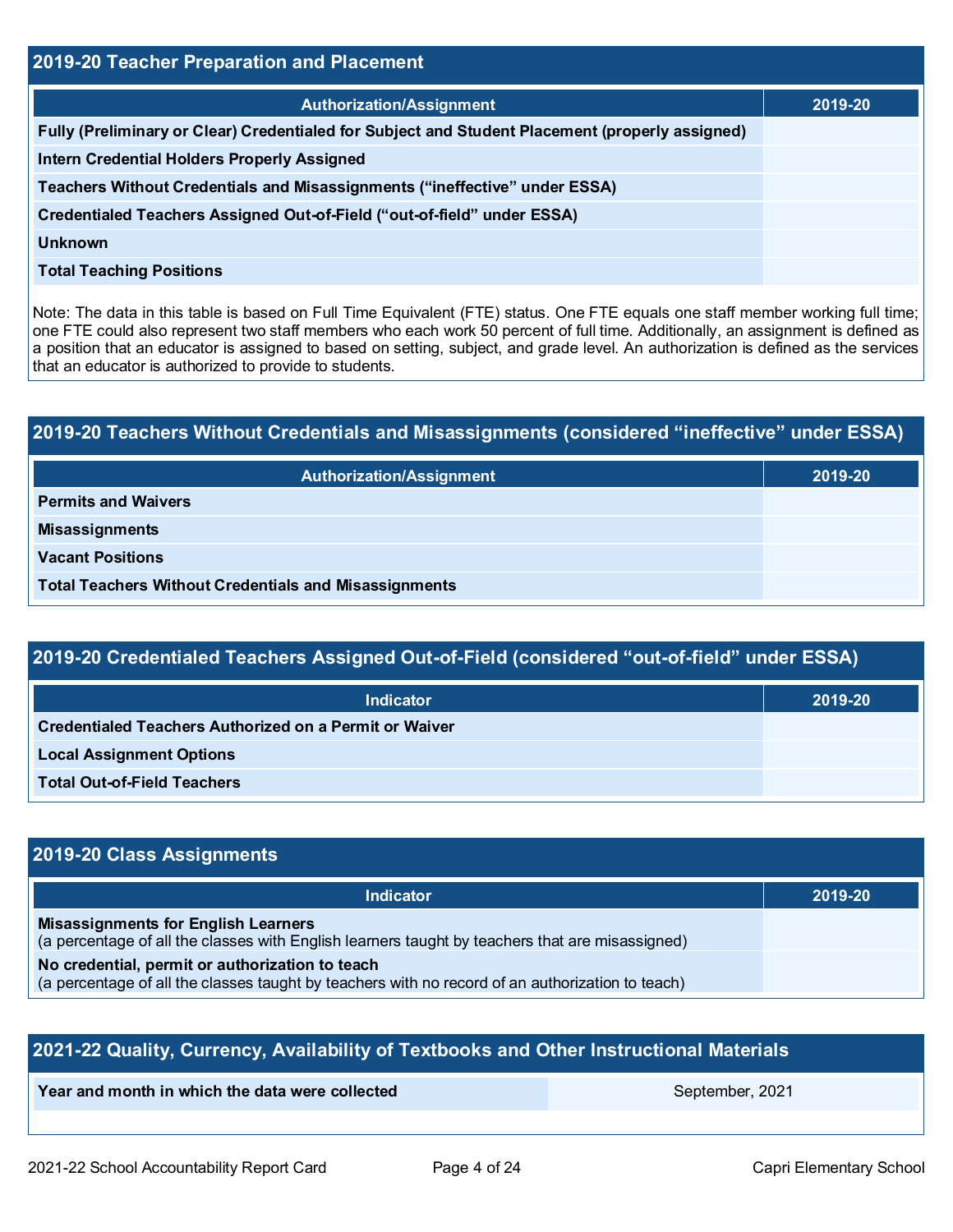## 2019-20 Teacher Preparation and Placement

| Authorization/Assignment | 2019-20 |
| --- | --- |
| Fully (Preliminary or Clear) Credentialed for Subject and Student Placement (properly assigned) | |
| Intern Credential Holders Properly Assigned | |
| Teachers Without Credentials and Misassignments (“ineffective” under ESSA) | |
| Credentialed Teachers Assigned Out-of-Field (“out-of-field” under ESSA) | |
| Unknown | |
| Total Teaching Positions | |

Note: The data in this table is based on Full Time Equivalent (FTE) status. One FTE equals one staff member working full time; one FTE could also represent two staff members who each work 50 percent of full time. Additionally, an assignment is defined as a position that an educator is assigned to based on setting, subject, and grade level. An authorization is defined as the services that an educator is authorized to provide to students.

## 2019-20 Teachers Without Credentials and Misassignments (considered “ineffective” under ESSA)

| Authorization/Assignment | 2019-20 |
| --- | --- |
| Permits and Waivers | |
| Misassignments | |
| Vacant Positions | |
| Total Teachers Without Credentials and Misassignments | |

## 2019-20 Credentialed Teachers Assigned Out-of-Field (considered “out-of-field” under ESSA)

| Indicator | 2019-20 |
| --- | --- |
| Credentialed Teachers Authorized on a Permit or Waiver | |
| Local Assignment Options | |
| Total Out-of-Field Teachers | |

## 2019-20 Class Assignments

| Indicator | 2019-20 |
| --- | --- |
| **Misassignments for English Learners** (a percentage of all the classes with English learners taught by teachers that are misassigned) | |
| **No credential, permit or authorization to teach** (a percentage of all the classes taught by teachers with no record of an authorization to teach) | |

## 2021-22 Quality, Currency, Availability of Textbooks and Other Instructional Materials

| Year and month in which the data were collected | September, 2021 |
| --- | --- |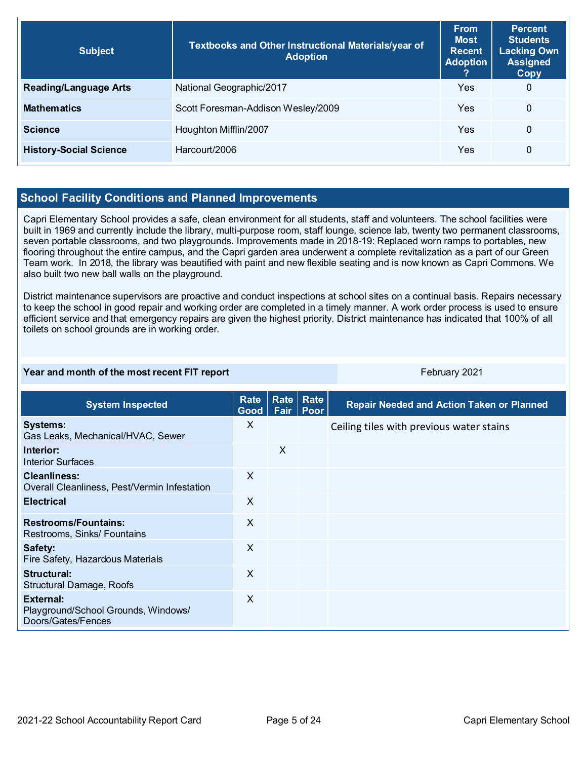| Subject | Textbooks and Other Instructional Materials/year of Adoption | From Most Recent Adoption ? | Percent Students Lacking Own Assigned Copy |
|---|---|---|---|
| **Reading/Language Arts** | National Geographic/2017 | Yes | 0 |
| **Mathematics** | Scott Foresman-Addison Wesley/2009 | Yes | 0 |
| **Science** | Houghton Mifflin/2007 | Yes | 0 |
| **History-Social Science** | Harcourt/2006 | Yes | 0 |

## School Facility Conditions and Planned Improvements

Capri Elementary School provides a safe, clean environment for all students, staff and volunteers. The school facilities were built in 1969 and currently include the library, multi-purpose room, staff lounge, science lab, twenty two permanent classrooms, seven portable classrooms, and two playgrounds. Improvements made in 2018-19: Replaced worn ramps to portables, new flooring throughout the entire campus, and the Capri garden area underwent a complete revitalization as a part of our Green Team work. In 2018, the library was beautified with paint and new flexible seating and is now known as Capri Commons. We also built two new ball walls on the playground.

District maintenance supervisors are proactive and conduct inspections at school sites on a continual basis. Repairs necessary to keep the school in good repair and working order are completed in a timely manner. A work order process is used to ensure efficient service and that emergency repairs are given the highest priority. District maintenance has indicated that 100% of all toilets on school grounds are in working order.

| Year and month of the most recent FIT report | February 2021 |
|---|---|

| System Inspected | Rate Good | Rate Fair | Rate Poor | Repair Needed and Action Taken or Planned |
|---|---|---|---|---|
| **Systems:** Gas Leaks, Mechanical/HVAC, Sewer | X | | | Ceiling tiles with previous water stains |
| **Interior:** Interior Surfaces | | X | | |
| **Cleanliness:** Overall Cleanliness, Pest/Vermin Infestation | X | | | |
| **Electrical** | X | | | |
| **Restrooms/Fountains:** Restrooms, Sinks/ Fountains | X | | | |
| **Safety:** Fire Safety, Hazardous Materials | X | | | |
| **Structural:** Structural Damage, Roofs | X | | | |
| **External:** Playground/School Grounds, Windows/ Doors/Gates/Fences | X | | | |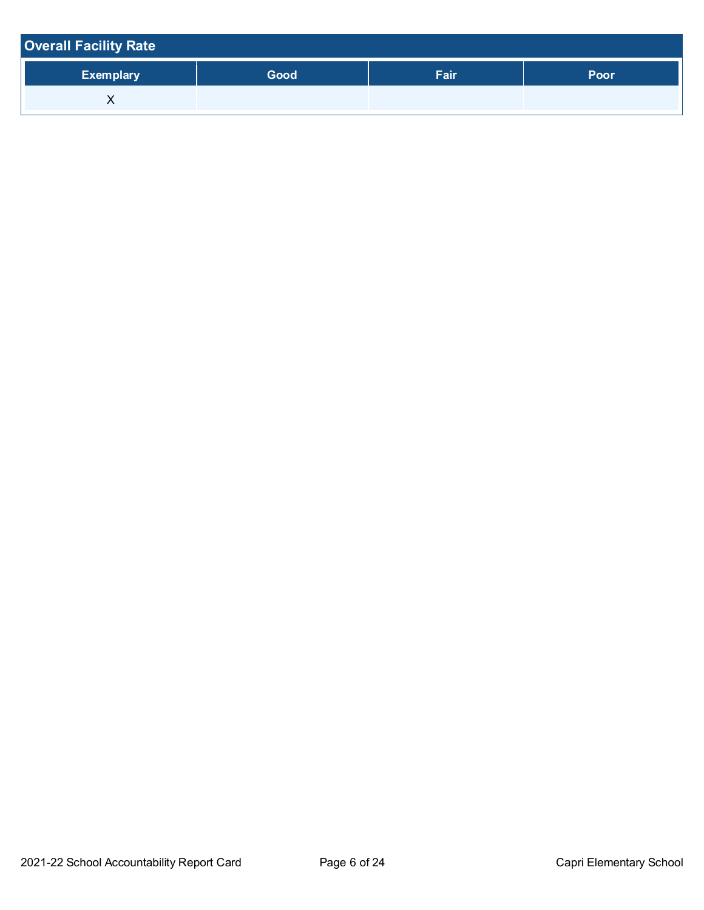## Overall Facility Rate

| Exemplary | Good | Fair | Poor |
|---|---|---|---|
| X | | | |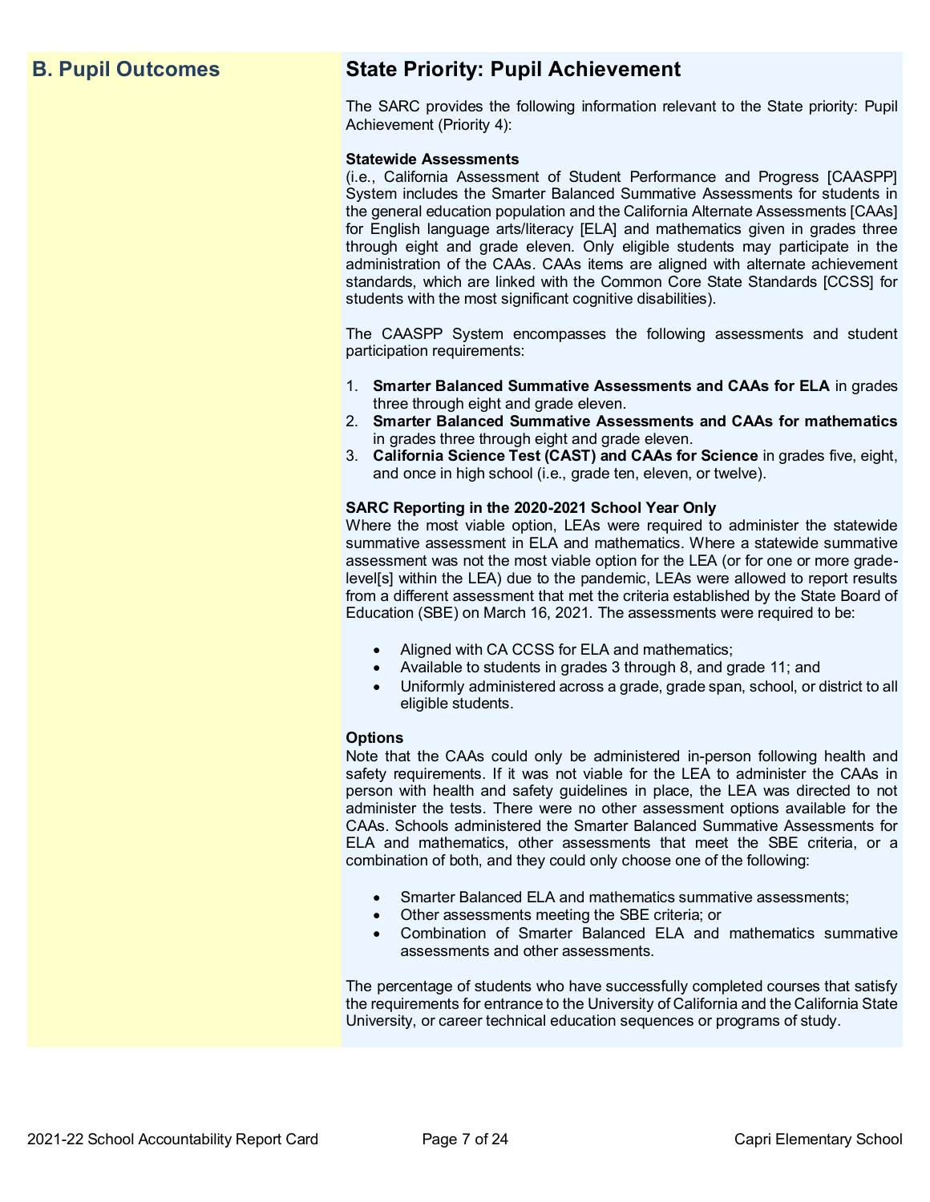## B. Pupil Outcomes

## State Priority: Pupil Achievement

The SARC provides the following information relevant to the State priority: Pupil Achievement (Priority 4):

**Statewide Assessments**
(i.e., California Assessment of Student Performance and Progress [CAASPP] System includes the Smarter Balanced Summative Assessments for students in the general education population and the California Alternate Assessments [CAAs] for English language arts/literacy [ELA] and mathematics given in grades three through eight and grade eleven. Only eligible students may participate in the administration of the CAAs. CAAs items are aligned with alternate achievement standards, which are linked with the Common Core State Standards [CCSS] for students with the most significant cognitive disabilities).

The CAASPP System encompasses the following assessments and student participation requirements:

1. **Smarter Balanced Summative Assessments and CAAs for ELA** in grades three through eight and grade eleven.
2. **Smarter Balanced Summative Assessments and CAAs for mathematics** in grades three through eight and grade eleven.
3. **California Science Test (CAST) and CAAs for Science** in grades five, eight, and once in high school (i.e., grade ten, eleven, or twelve).

**SARC Reporting in the 2020-2021 School Year Only**
Where the most viable option, LEAs were required to administer the statewide summative assessment in ELA and mathematics. Where a statewide summative assessment was not the most viable option for the LEA (or for one or more grade-level[s] within the LEA) due to the pandemic, LEAs were allowed to report results from a different assessment that met the criteria established by the State Board of Education (SBE) on March 16, 2021. The assessments were required to be:

- Aligned with CA CCSS for ELA and mathematics;
- Available to students in grades 3 through 8, and grade 11; and
- Uniformly administered across a grade, grade span, school, or district to all eligible students.

**Options**
Note that the CAAs could only be administered in-person following health and safety requirements. If it was not viable for the LEA to administer the CAAs in person with health and safety guidelines in place, the LEA was directed to not administer the tests. There were no other assessment options available for the CAAs. Schools administered the Smarter Balanced Summative Assessments for ELA and mathematics, other assessments that meet the SBE criteria, or a combination of both, and they could only choose one of the following:

- Smarter Balanced ELA and mathematics summative assessments;
- Other assessments meeting the SBE criteria; or
- Combination of Smarter Balanced ELA and mathematics summative assessments and other assessments.

The percentage of students who have successfully completed courses that satisfy the requirements for entrance to the University of California and the California State University, or career technical education sequences or programs of study.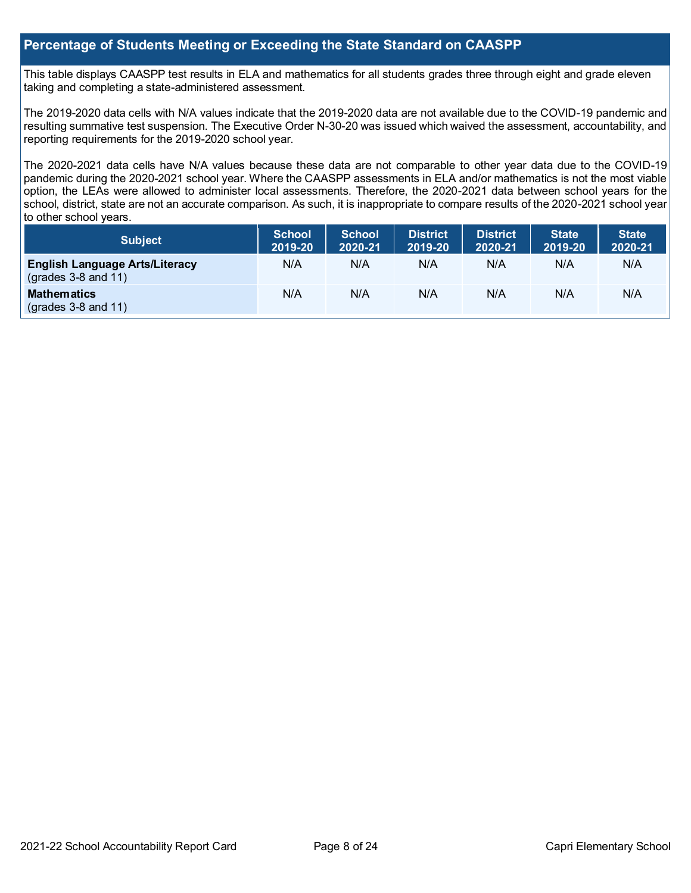## Percentage of Students Meeting or Exceeding the State Standard on CAASPP

This table displays CAASPP test results in ELA and mathematics for all students grades three through eight and grade eleven taking and completing a state-administered assessment.

The 2019-2020 data cells with N/A values indicate that the 2019-2020 data are not available due to the COVID-19 pandemic and resulting summative test suspension. The Executive Order N-30-20 was issued which waived the assessment, accountability, and reporting requirements for the 2019-2020 school year.

The 2020-2021 data cells have N/A values because these data are not comparable to other year data due to the COVID-19 pandemic during the 2020-2021 school year. Where the CAASPP assessments in ELA and/or mathematics is not the most viable option, the LEAs were allowed to administer local assessments. Therefore, the 2020-2021 data between school years for the school, district, state are not an accurate comparison. As such, it is inappropriate to compare results of the 2020-2021 school year to other school years.

| Subject | School 2019-20 | School 2020-21 | District 2019-20 | District 2020-21 | State 2019-20 | State 2020-21 |
|---|---|---|---|---|---|---|
| **English Language Arts/Literacy** (grades 3-8 and 11) | N/A | N/A | N/A | N/A | N/A | N/A |
| **Mathematics** (grades 3-8 and 11) | N/A | N/A | N/A | N/A | N/A | N/A |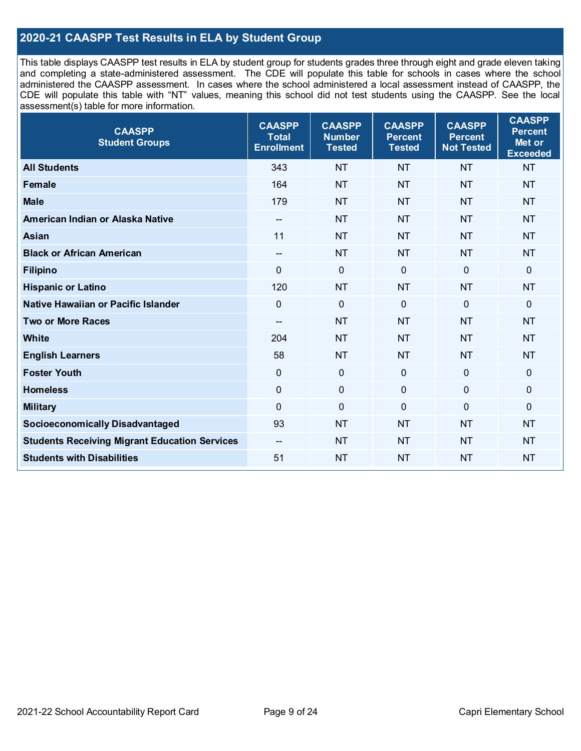## 2020-21 CAASPP Test Results in ELA by Student Group

This table displays CAASPP test results in ELA by student group for students grades three through eight and grade eleven taking and completing a state-administered assessment. The CDE will populate this table for schools in cases where the school administered the CAASPP assessment. In cases where the school administered a local assessment instead of CAASPP, the CDE will populate this table with "NT" values, meaning this school did not test students using the CAASPP. See the local assessment(s) table for more information.

| CAASPP Student Groups | CAASPP Total Enrollment | CAASPP Number Tested | CAASPP Percent Tested | CAASPP Percent Not Tested | CAASPP Percent Met or Exceeded |
|---|---|---|---|---|---|
| **All Students** | 343 | NT | NT | NT | NT |
| **Female** | 164 | NT | NT | NT | NT |
| **Male** | 179 | NT | NT | NT | NT |
| **American Indian or Alaska Native** | -- | NT | NT | NT | NT |
| **Asian** | 11 | NT | NT | NT | NT |
| **Black or African American** | -- | NT | NT | NT | NT |
| **Filipino** | 0 | 0 | 0 | 0 | 0 |
| **Hispanic or Latino** | 120 | NT | NT | NT | NT |
| **Native Hawaiian or Pacific Islander** | 0 | 0 | 0 | 0 | 0 |
| **Two or More Races** | -- | NT | NT | NT | NT |
| **White** | 204 | NT | NT | NT | NT |
| **English Learners** | 58 | NT | NT | NT | NT |
| **Foster Youth** | 0 | 0 | 0 | 0 | 0 |
| **Homeless** | 0 | 0 | 0 | 0 | 0 |
| **Military** | 0 | 0 | 0 | 0 | 0 |
| **Socioeconomically Disadvantaged** | 93 | NT | NT | NT | NT |
| **Students Receiving Migrant Education Services** | -- | NT | NT | NT | NT |
| **Students with Disabilities** | 51 | NT | NT | NT | NT |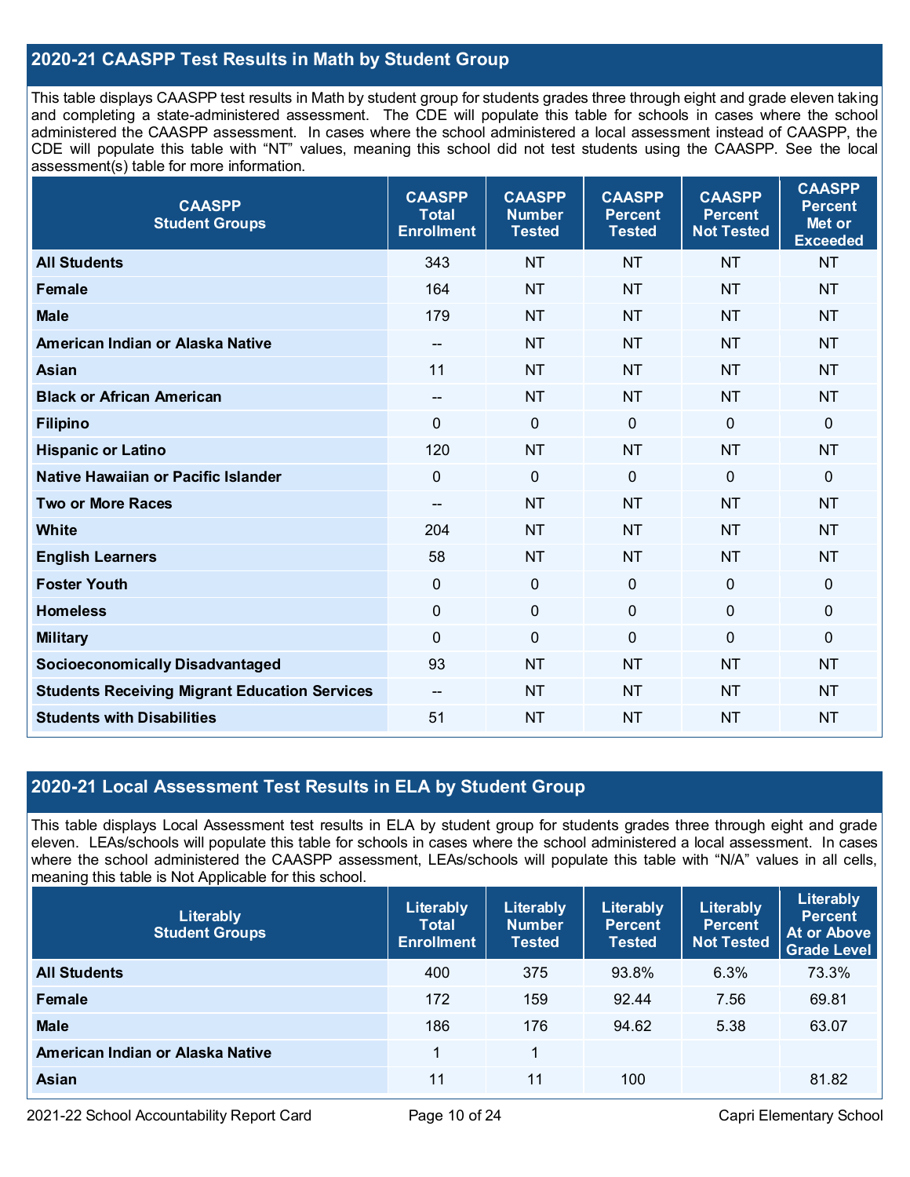## 2020-21 CAASPP Test Results in Math by Student Group

This table displays CAASPP test results in Math by student group for students grades three through eight and grade eleven taking and completing a state-administered assessment. The CDE will populate this table for schools in cases where the school administered the CAASPP assessment. In cases where the school administered a local assessment instead of CAASPP, the CDE will populate this table with "NT" values, meaning this school did not test students using the CAASPP. See the local assessment(s) table for more information.

| CAASPP Student Groups | CAASPP Total Enrollment | CAASPP Number Tested | CAASPP Percent Tested | CAASPP Percent Not Tested | CAASPP Percent Met or Exceeded |
|---|---|---|---|---|---|
| **All Students** | 343 | NT | NT | NT | NT |
| **Female** | 164 | NT | NT | NT | NT |
| **Male** | 179 | NT | NT | NT | NT |
| **American Indian or Alaska Native** | -- | NT | NT | NT | NT |
| **Asian** | 11 | NT | NT | NT | NT |
| **Black or African American** | -- | NT | NT | NT | NT |
| **Filipino** | 0 | 0 | 0 | 0 | 0 |
| **Hispanic or Latino** | 120 | NT | NT | NT | NT |
| **Native Hawaiian or Pacific Islander** | 0 | 0 | 0 | 0 | 0 |
| **Two or More Races** | -- | NT | NT | NT | NT |
| **White** | 204 | NT | NT | NT | NT |
| **English Learners** | 58 | NT | NT | NT | NT |
| **Foster Youth** | 0 | 0 | 0 | 0 | 0 |
| **Homeless** | 0 | 0 | 0 | 0 | 0 |
| **Military** | 0 | 0 | 0 | 0 | 0 |
| **Socioeconomically Disadvantaged** | 93 | NT | NT | NT | NT |
| **Students Receiving Migrant Education Services** | -- | NT | NT | NT | NT |
| **Students with Disabilities** | 51 | NT | NT | NT | NT |

## 2020-21 Local Assessment Test Results in ELA by Student Group

This table displays Local Assessment test results in ELA by student group for students grades three through eight and grade eleven. LEAs/schools will populate this table for schools in cases where the school administered a local assessment. In cases where the school administered the CAASPP assessment, LEAs/schools will populate this table with "N/A" values in all cells, meaning this table is Not Applicable for this school.

| Literably Student Groups | Literably Total Enrollment | Literably Number Tested | Literably Percent Tested | Literably Percent Not Tested | Literably Percent At or Above Grade Level |
|---|---|---|---|---|---|
| **All Students** | 400 | 375 | 93.8% | 6.3% | 73.3% |
| **Female** | 172 | 159 | 92.44 | 7.56 | 69.81 |
| **Male** | 186 | 176 | 94.62 | 5.38 | 63.07 |
| **American Indian or Alaska Native** | 1 | 1 | | | |
| **Asian** | 11 | 11 | 100 | | 81.82 |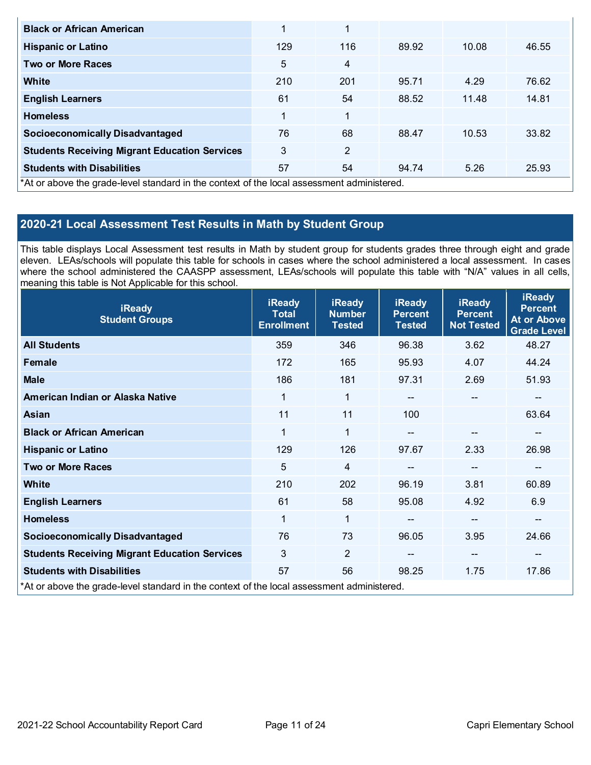| | | | | | |
|---|---|---|---|---|---|
| **Black or African American** | 1 | 1 | | | |
| **Hispanic or Latino** | 129 | 116 | 89.92 | 10.08 | 46.55 |
| **Two or More Races** | 5 | 4 | | | |
| **White** | 210 | 201 | 95.71 | 4.29 | 76.62 |
| **English Learners** | 61 | 54 | 88.52 | 11.48 | 14.81 |
| **Homeless** | 1 | 1 | | | |
| **Socioeconomically Disadvantaged** | 76 | 68 | 88.47 | 10.53 | 33.82 |
| **Students Receiving Migrant Education Services** | 3 | 2 | | | |
| **Students with Disabilities** | 57 | 54 | 94.74 | 5.26 | 25.93 |

*At or above the grade-level standard in the context of the local assessment administered.

## 2020-21 Local Assessment Test Results in Math by Student Group

This table displays Local Assessment test results in Math by student group for students grades three through eight and grade eleven. LEAs/schools will populate this table for schools in cases where the school administered a local assessment. In cases where the school administered the CAASPP assessment, LEAs/schools will populate this table with "N/A" values in all cells, meaning this table is Not Applicable for this school.

| iReady Student Groups | iReady Total Enrollment | iReady Number Tested | iReady Percent Tested | iReady Percent Not Tested | iReady Percent At or Above Grade Level |
|---|---|---|---|---|---|
| **All Students** | 359 | 346 | 96.38 | 3.62 | 48.27 |
| **Female** | 172 | 165 | 95.93 | 4.07 | 44.24 |
| **Male** | 186 | 181 | 97.31 | 2.69 | 51.93 |
| **American Indian or Alaska Native** | 1 | 1 | -- | -- | -- |
| **Asian** | 11 | 11 | 100 | | 63.64 |
| **Black or African American** | 1 | 1 | -- | -- | -- |
| **Hispanic or Latino** | 129 | 126 | 97.67 | 2.33 | 26.98 |
| **Two or More Races** | 5 | 4 | -- | -- | -- |
| **White** | 210 | 202 | 96.19 | 3.81 | 60.89 |
| **English Learners** | 61 | 58 | 95.08 | 4.92 | 6.9 |
| **Homeless** | 1 | 1 | -- | -- | -- |
| **Socioeconomically Disadvantaged** | 76 | 73 | 96.05 | 3.95 | 24.66 |
| **Students Receiving Migrant Education Services** | 3 | 2 | -- | -- | -- |
| **Students with Disabilities** | 57 | 56 | 98.25 | 1.75 | 17.86 |

*At or above the grade-level standard in the context of the local assessment administered.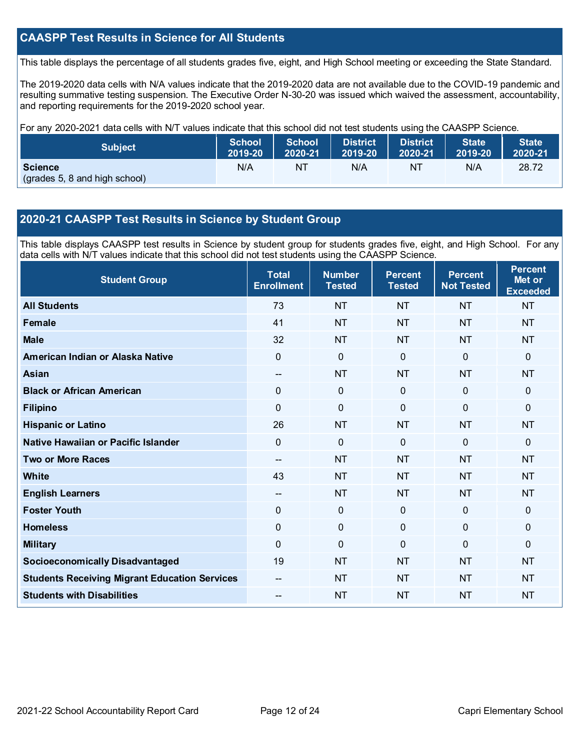## CAASPP Test Results in Science for All Students

This table displays the percentage of all students grades five, eight, and High School meeting or exceeding the State Standard.

The 2019-2020 data cells with N/A values indicate that the 2019-2020 data are not available due to the COVID-19 pandemic and resulting summative testing suspension. The Executive Order N-30-20 was issued which waived the assessment, accountability, and reporting requirements for the 2019-2020 school year.

For any 2020-2021 data cells with N/T values indicate that this school did not test students using the CAASPP Science.

| Subject | School 2019-20 | School 2020-21 | District 2019-20 | District 2020-21 | State 2019-20 | State 2020-21 |
|---|---|---|---|---|---|---|
| **Science** (grades 5, 8 and high school) | N/A | NT | N/A | NT | N/A | 28.72 |

## 2020-21 CAASPP Test Results in Science by Student Group

This table displays CAASPP test results in Science by student group for students grades five, eight, and High School. For any data cells with N/T values indicate that this school did not test students using the CAASPP Science.

| Student Group | Total Enrollment | Number Tested | Percent Tested | Percent Not Tested | Percent Met or Exceeded |
|---|---|---|---|---|---|
| **All Students** | 73 | NT | NT | NT | NT |
| **Female** | 41 | NT | NT | NT | NT |
| **Male** | 32 | NT | NT | NT | NT |
| **American Indian or Alaska Native** | 0 | 0 | 0 | 0 | 0 |
| **Asian** | -- | NT | NT | NT | NT |
| **Black or African American** | 0 | 0 | 0 | 0 | 0 |
| **Filipino** | 0 | 0 | 0 | 0 | 0 |
| **Hispanic or Latino** | 26 | NT | NT | NT | NT |
| **Native Hawaiian or Pacific Islander** | 0 | 0 | 0 | 0 | 0 |
| **Two or More Races** | -- | NT | NT | NT | NT |
| **White** | 43 | NT | NT | NT | NT |
| **English Learners** | -- | NT | NT | NT | NT |
| **Foster Youth** | 0 | 0 | 0 | 0 | 0 |
| **Homeless** | 0 | 0 | 0 | 0 | 0 |
| **Military** | 0 | 0 | 0 | 0 | 0 |
| **Socioeconomically Disadvantaged** | 19 | NT | NT | NT | NT |
| **Students Receiving Migrant Education Services** | -- | NT | NT | NT | NT |
| **Students with Disabilities** | -- | NT | NT | NT | NT |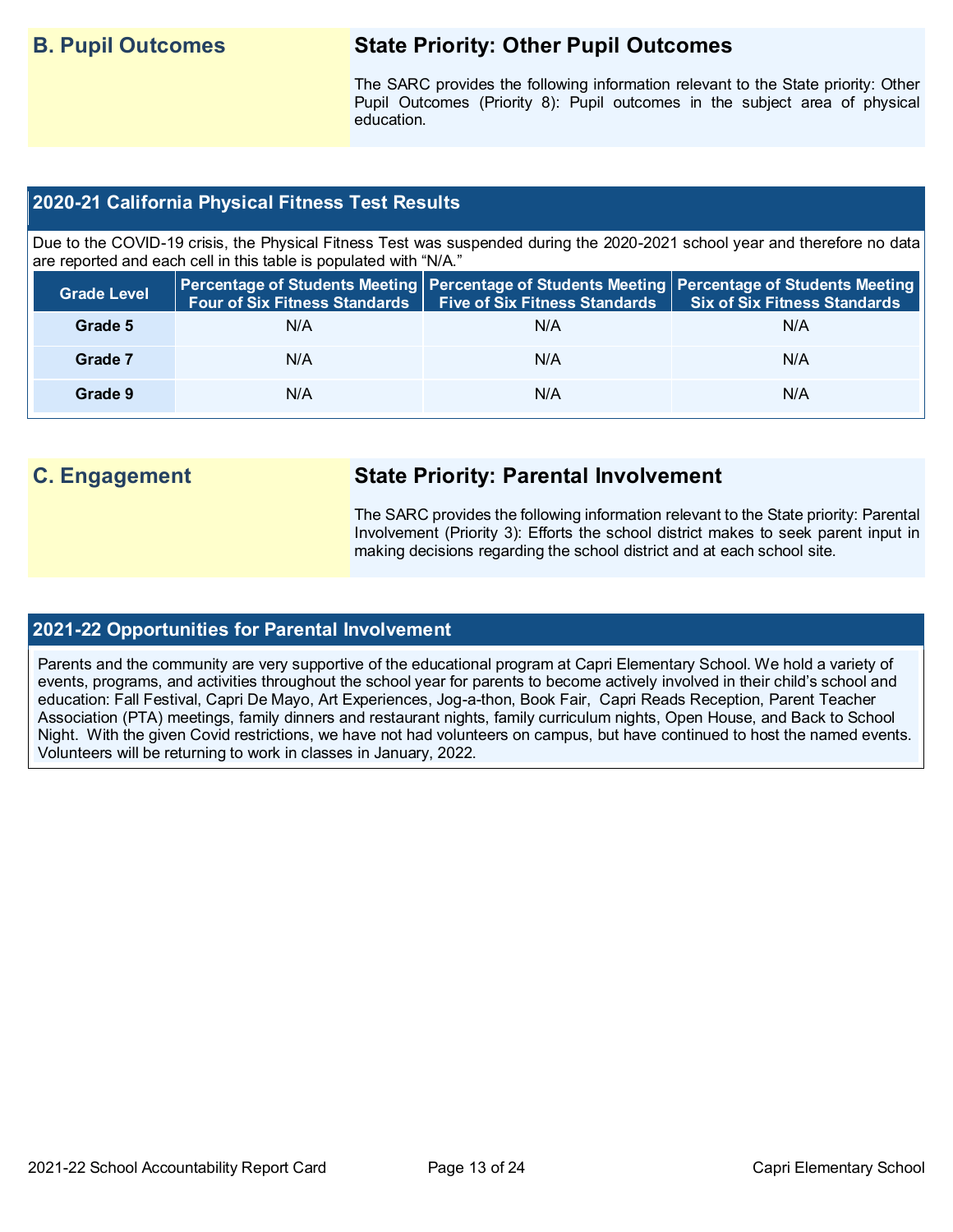## B. Pupil Outcomes

### State Priority: Other Pupil Outcomes

The SARC provides the following information relevant to the State priority: Other Pupil Outcomes (Priority 8): Pupil outcomes in the subject area of physical education.

### 2020-21 California Physical Fitness Test Results

Due to the COVID-19 crisis, the Physical Fitness Test was suspended during the 2020-2021 school year and therefore no data are reported and each cell in this table is populated with "N/A."

| Grade Level | Percentage of Students Meeting Four of Six Fitness Standards | Percentage of Students Meeting Five of Six Fitness Standards | Percentage of Students Meeting Six of Six Fitness Standards |
|---|---|---|---|
| **Grade 5** | N/A | N/A | N/A |
| **Grade 7** | N/A | N/A | N/A |
| **Grade 9** | N/A | N/A | N/A |

## C. Engagement

### State Priority: Parental Involvement

The SARC provides the following information relevant to the State priority: Parental Involvement (Priority 3): Efforts the school district makes to seek parent input in making decisions regarding the school district and at each school site.

### 2021-22 Opportunities for Parental Involvement

Parents and the community are very supportive of the educational program at Capri Elementary School. We hold a variety of events, programs, and activities throughout the school year for parents to become actively involved in their child's school and education: Fall Festival, Capri De Mayo, Art Experiences, Jog-a-thon, Book Fair, Capri Reads Reception, Parent Teacher Association (PTA) meetings, family dinners and restaurant nights, family curriculum nights, Open House, and Back to School Night. With the given Covid restrictions, we have not had volunteers on campus, but have continued to host the named events. Volunteers will be returning to work in classes in January, 2022.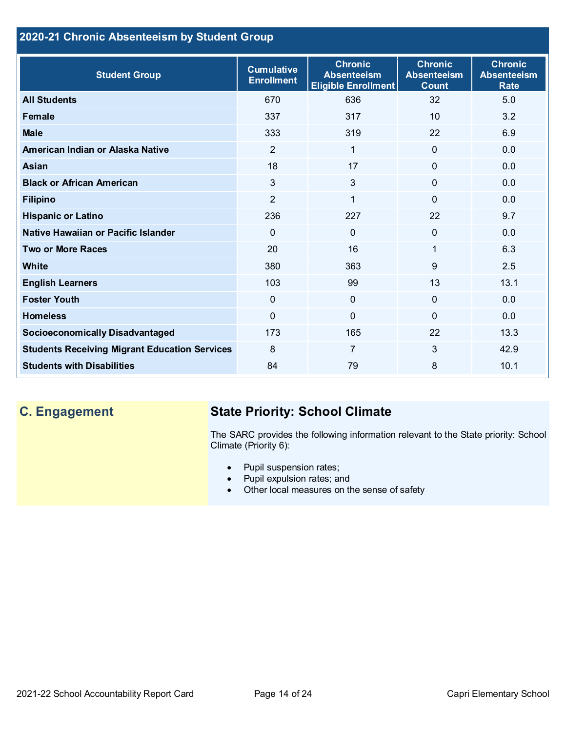## 2020-21 Chronic Absenteeism by Student Group

| Student Group | Cumulative Enrollment | Chronic Absenteeism Eligible Enrollment | Chronic Absenteeism Count | Chronic Absenteeism Rate |
|---|---|---|---|---|
| **All Students** | 670 | 636 | 32 | 5.0 |
| **Female** | 337 | 317 | 10 | 3.2 |
| **Male** | 333 | 319 | 22 | 6.9 |
| **American Indian or Alaska Native** | 2 | 1 | 0 | 0.0 |
| **Asian** | 18 | 17 | 0 | 0.0 |
| **Black or African American** | 3 | 3 | 0 | 0.0 |
| **Filipino** | 2 | 1 | 0 | 0.0 |
| **Hispanic or Latino** | 236 | 227 | 22 | 9.7 |
| **Native Hawaiian or Pacific Islander** | 0 | 0 | 0 | 0.0 |
| **Two or More Races** | 20 | 16 | 1 | 6.3 |
| **White** | 380 | 363 | 9 | 2.5 |
| **English Learners** | 103 | 99 | 13 | 13.1 |
| **Foster Youth** | 0 | 0 | 0 | 0.0 |
| **Homeless** | 0 | 0 | 0 | 0.0 |
| **Socioeconomically Disadvantaged** | 173 | 165 | 22 | 13.3 |
| **Students Receiving Migrant Education Services** | 8 | 7 | 3 | 42.9 |
| **Students with Disabilities** | 84 | 79 | 8 | 10.1 |

## C. Engagement

### State Priority: School Climate

The SARC provides the following information relevant to the State priority: School Climate (Priority 6):

- Pupil suspension rates;
- Pupil expulsion rates; and
- Other local measures on the sense of safety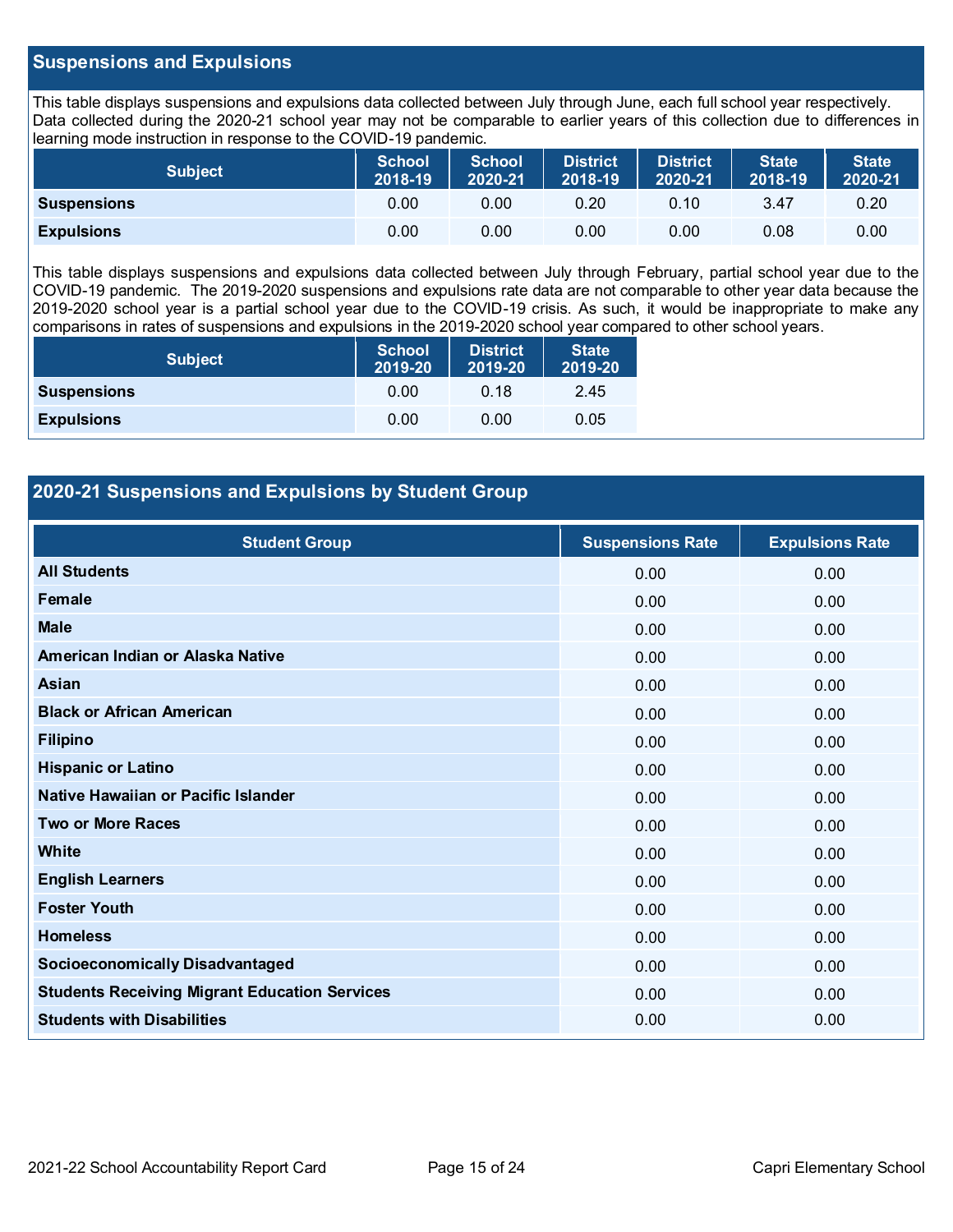## Suspensions and Expulsions

This table displays suspensions and expulsions data collected between July through June, each full school year respectively. Data collected during the 2020-21 school year may not be comparable to earlier years of this collection due to differences in learning mode instruction in response to the COVID-19 pandemic.

| Subject | School 2018-19 | School 2020-21 | District 2018-19 | District 2020-21 | State 2018-19 | State 2020-21 |
|---|---|---|---|---|---|---|
| **Suspensions** | 0.00 | 0.00 | 0.20 | 0.10 | 3.47 | 0.20 |
| **Expulsions** | 0.00 | 0.00 | 0.00 | 0.00 | 0.08 | 0.00 |

This table displays suspensions and expulsions data collected between July through February, partial school year due to the COVID-19 pandemic. The 2019-2020 suspensions and expulsions rate data are not comparable to other year data because the 2019-2020 school year is a partial school year due to the COVID-19 crisis. As such, it would be inappropriate to make any comparisons in rates of suspensions and expulsions in the 2019-2020 school year compared to other school years.

| Subject | School 2019-20 | District 2019-20 | State 2019-20 |
|---|---|---|---|
| **Suspensions** | 0.00 | 0.18 | 2.45 |
| **Expulsions** | 0.00 | 0.00 | 0.05 |

## 2020-21 Suspensions and Expulsions by Student Group

| Student Group | Suspensions Rate | Expulsions Rate |
|---|---|---|
| **All Students** | 0.00 | 0.00 |
| **Female** | 0.00 | 0.00 |
| **Male** | 0.00 | 0.00 |
| **American Indian or Alaska Native** | 0.00 | 0.00 |
| **Asian** | 0.00 | 0.00 |
| **Black or African American** | 0.00 | 0.00 |
| **Filipino** | 0.00 | 0.00 |
| **Hispanic or Latino** | 0.00 | 0.00 |
| **Native Hawaiian or Pacific Islander** | 0.00 | 0.00 |
| **Two or More Races** | 0.00 | 0.00 |
| **White** | 0.00 | 0.00 |
| **English Learners** | 0.00 | 0.00 |
| **Foster Youth** | 0.00 | 0.00 |
| **Homeless** | 0.00 | 0.00 |
| **Socioeconomically Disadvantaged** | 0.00 | 0.00 |
| **Students Receiving Migrant Education Services** | 0.00 | 0.00 |
| **Students with Disabilities** | 0.00 | 0.00 |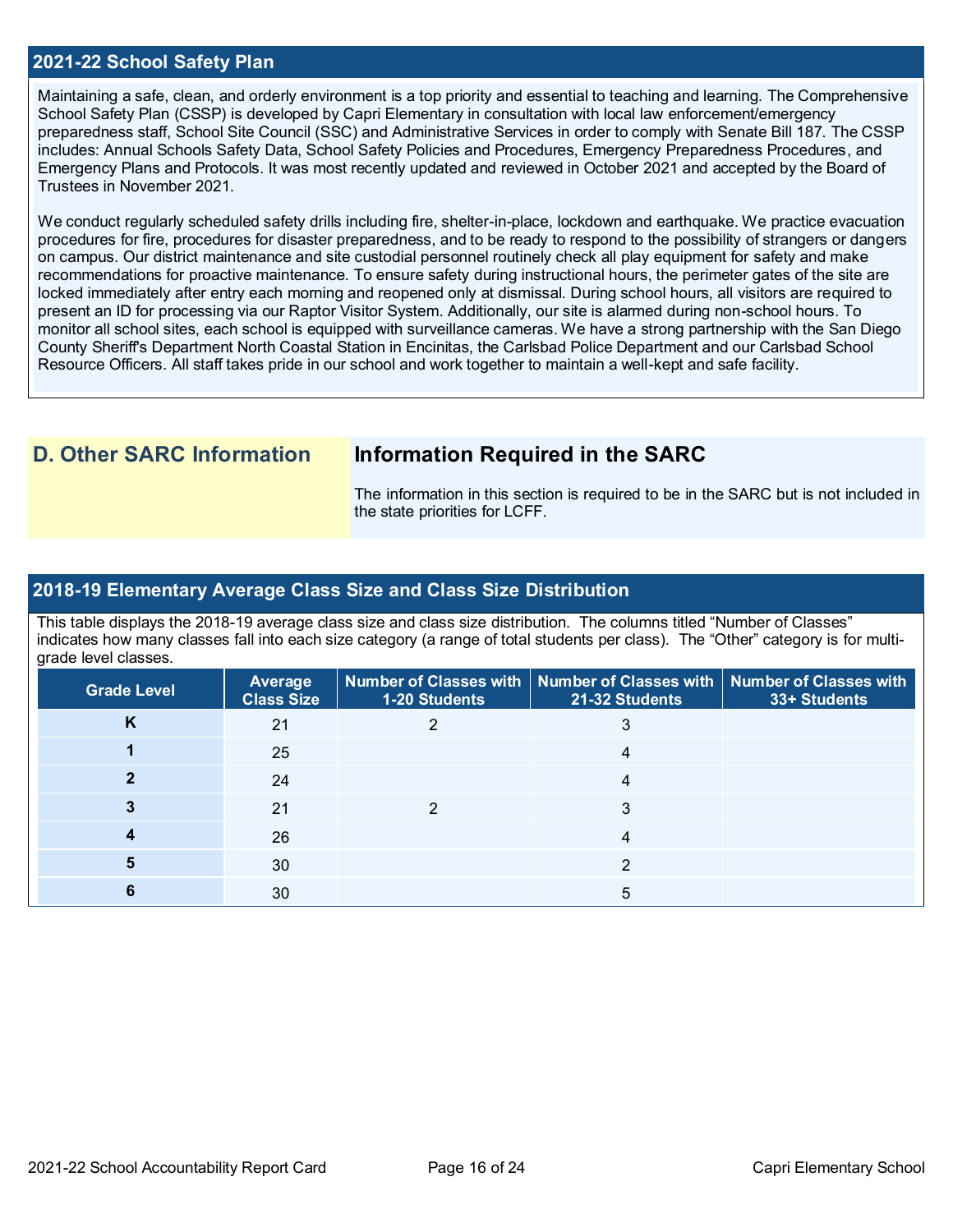## 2021-22 School Safety Plan

Maintaining a safe, clean, and orderly environment is a top priority and essential to teaching and learning. The Comprehensive School Safety Plan (CSSP) is developed by Capri Elementary in consultation with local law enforcement/emergency preparedness staff, School Site Council (SSC) and Administrative Services in order to comply with Senate Bill 187. The CSSP includes: Annual Schools Safety Data, School Safety Policies and Procedures, Emergency Preparedness Procedures, and Emergency Plans and Protocols. It was most recently updated and reviewed in October 2021 and accepted by the Board of Trustees in November 2021.

We conduct regularly scheduled safety drills including fire, shelter-in-place, lockdown and earthquake. We practice evacuation procedures for fire, procedures for disaster preparedness, and to be ready to respond to the possibility of strangers or dangers on campus. Our district maintenance and site custodial personnel routinely check all play equipment for safety and make recommendations for proactive maintenance. To ensure safety during instructional hours, the perimeter gates of the site are locked immediately after entry each morning and reopened only at dismissal. During school hours, all visitors are required to present an ID for processing via our Raptor Visitor System. Additionally, our site is alarmed during non-school hours. To monitor all school sites, each school is equipped with surveillance cameras. We have a strong partnership with the San Diego County Sheriff's Department North Coastal Station in Encinitas, the Carlsbad Police Department and our Carlsbad School Resource Officers. All staff takes pride in our school and work together to maintain a well-kept and safe facility.

# D. Other SARC Information

## Information Required in the SARC

The information in this section is required to be in the SARC but is not included in the state priorities for LCFF.

## 2018-19 Elementary Average Class Size and Class Size Distribution

This table displays the 2018-19 average class size and class size distribution. The columns titled "Number of Classes" indicates how many classes fall into each size category (a range of total students per class). The "Other" category is for multi-grade level classes.

| Grade Level | Average Class Size | Number of Classes with 1-20 Students | Number of Classes with 21-32 Students | Number of Classes with 33+ Students |
|---|---|---|---|---|
| K | 21 | 2 | 3 | |
| 1 | 25 | | 4 | |
| 2 | 24 | | 4 | |
| 3 | 21 | 2 | 3 | |
| 4 | 26 | | 4 | |
| 5 | 30 | | 2 | |
| 6 | 30 | | 5 | |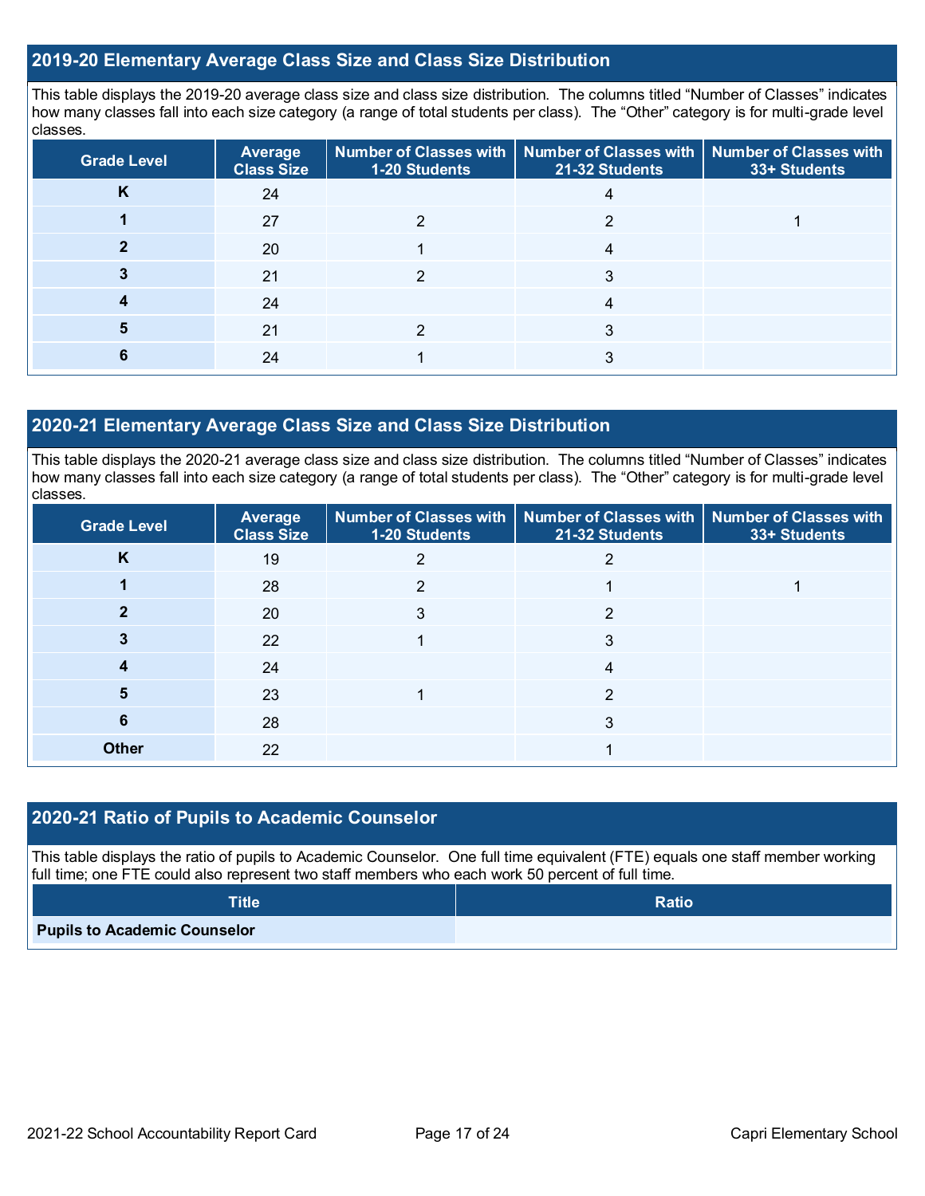## 2019-20 Elementary Average Class Size and Class Size Distribution

This table displays the 2019-20 average class size and class size distribution. The columns titled "Number of Classes" indicates how many classes fall into each size category (a range of total students per class). The "Other" category is for multi-grade level classes.

| Grade Level | Average Class Size | Number of Classes with 1-20 Students | Number of Classes with 21-32 Students | Number of Classes with 33+ Students |
|---|---|---|---|---|
| K | 24 | | 4 | |
| 1 | 27 | 2 | 2 | 1 |
| 2 | 20 | 1 | 4 | |
| 3 | 21 | 2 | 3 | |
| 4 | 24 | | 4 | |
| 5 | 21 | 2 | 3 | |
| 6 | 24 | 1 | 3 | |

## 2020-21 Elementary Average Class Size and Class Size Distribution

This table displays the 2020-21 average class size and class size distribution. The columns titled "Number of Classes" indicates how many classes fall into each size category (a range of total students per class). The "Other" category is for multi-grade level classes.

| Grade Level | Average Class Size | Number of Classes with 1-20 Students | Number of Classes with 21-32 Students | Number of Classes with 33+ Students |
|---|---|---|---|---|
| K | 19 | 2 | 2 | |
| 1 | 28 | 2 | 1 | 1 |
| 2 | 20 | 3 | 2 | |
| 3 | 22 | 1 | 3 | |
| 4 | 24 | | 4 | |
| 5 | 23 | 1 | 2 | |
| 6 | 28 | | 3 | |
| Other | 22 | | 1 | |

## 2020-21 Ratio of Pupils to Academic Counselor

This table displays the ratio of pupils to Academic Counselor. One full time equivalent (FTE) equals one staff member working full time; one FTE could also represent two staff members who each work 50 percent of full time.

| Title | Ratio |
|---|---|
| Pupils to Academic Counselor | |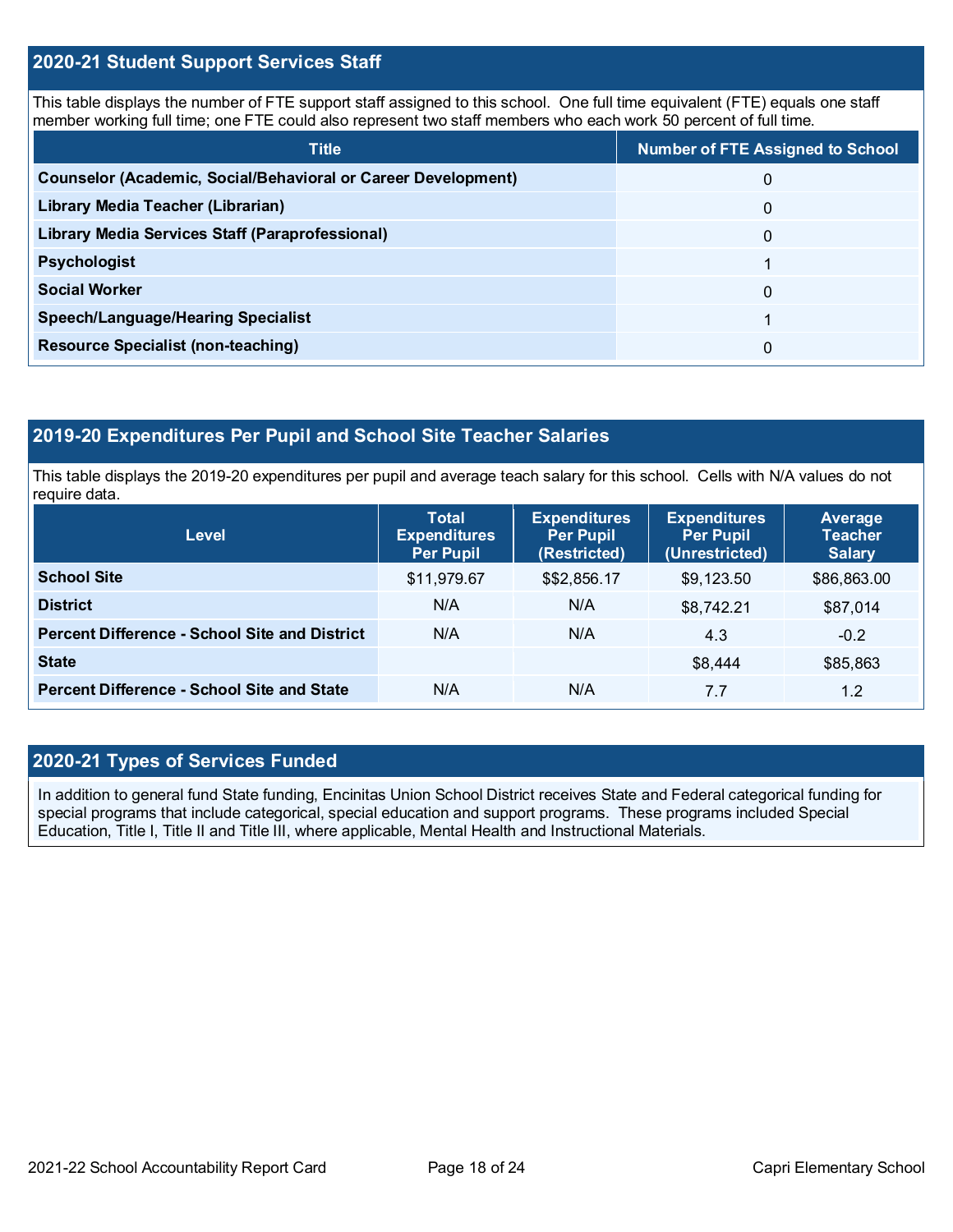## 2020-21 Student Support Services Staff

This table displays the number of FTE support staff assigned to this school. One full time equivalent (FTE) equals one staff member working full time; one FTE could also represent two staff members who each work 50 percent of full time.

| Title | Number of FTE Assigned to School |
|---|---|
| **Counselor (Academic, Social/Behavioral or Career Development)** | 0 |
| **Library Media Teacher (Librarian)** | 0 |
| **Library Media Services Staff (Paraprofessional)** | 0 |
| **Psychologist** | 1 |
| **Social Worker** | 0 |
| **Speech/Language/Hearing Specialist** | 1 |
| **Resource Specialist (non-teaching)** | 0 |

## 2019-20 Expenditures Per Pupil and School Site Teacher Salaries

This table displays the 2019-20 expenditures per pupil and average teach salary for this school. Cells with N/A values do not require data.

| Level | Total Expenditures Per Pupil | Expenditures Per Pupil (Restricted) | Expenditures Per Pupil (Unrestricted) | Average Teacher Salary |
|---|---|---|---|---|
| **School Site** | $11,979.67 | $$2,856.17 | $9,123.50 | $86,863.00 |
| **District** | N/A | N/A | $8,742.21 | $87,014 |
| **Percent Difference - School Site and District** | N/A | N/A | 4.3 | -0.2 |
| **State** | | | $8,444 | $85,863 |
| **Percent Difference - School Site and State** | N/A | N/A | 7.7 | 1.2 |

## 2020-21 Types of Services Funded

In addition to general fund State funding, Encinitas Union School District receives State and Federal categorical funding for special programs that include categorical, special education and support programs. These programs included Special Education, Title I, Title II and Title III, where applicable, Mental Health and Instructional Materials.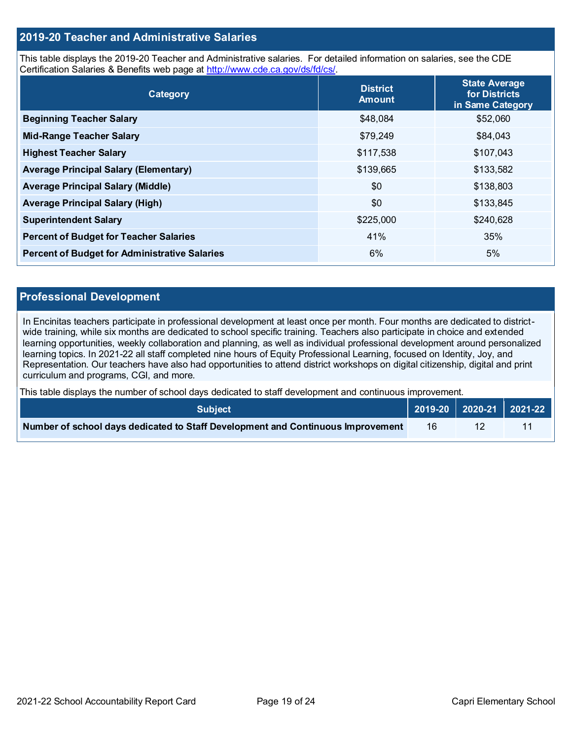## 2019-20 Teacher and Administrative Salaries

This table displays the 2019-20 Teacher and Administrative salaries. For detailed information on salaries, see the CDE Certification Salaries & Benefits web page at http://www.cde.ca.gov/ds/fd/cs/.

| Category | District Amount | State Average for Districts in Same Category |
|---|---|---|
| **Beginning Teacher Salary** | $48,084 | $52,060 |
| **Mid-Range Teacher Salary** | $79,249 | $84,043 |
| **Highest Teacher Salary** | $117,538 | $107,043 |
| **Average Principal Salary (Elementary)** | $139,665 | $133,582 |
| **Average Principal Salary (Middle)** | $0 | $138,803 |
| **Average Principal Salary (High)** | $0 | $133,845 |
| **Superintendent Salary** | $225,000 | $240,628 |
| **Percent of Budget for Teacher Salaries** | 41% | 35% |
| **Percent of Budget for Administrative Salaries** | 6% | 5% |

## Professional Development

In Encinitas teachers participate in professional development at least once per month. Four months are dedicated to district-wide training, while six months are dedicated to school specific training. Teachers also participate in choice and extended learning opportunities, weekly collaboration and planning, as well as individual professional development around personalized learning topics. In 2021-22 all staff completed nine hours of Equity Professional Learning, focused on Identity, Joy, and Representation. Our teachers have also had opportunities to attend district workshops on digital citizenship, digital and print curriculum and programs, CGI, and more.

This table displays the number of school days dedicated to staff development and continuous improvement.

| Subject | 2019-20 | 2020-21 | 2021-22 |
|---|---|---|---|
| **Number of school days dedicated to Staff Development and Continuous Improvement** | 16 | 12 | 11 |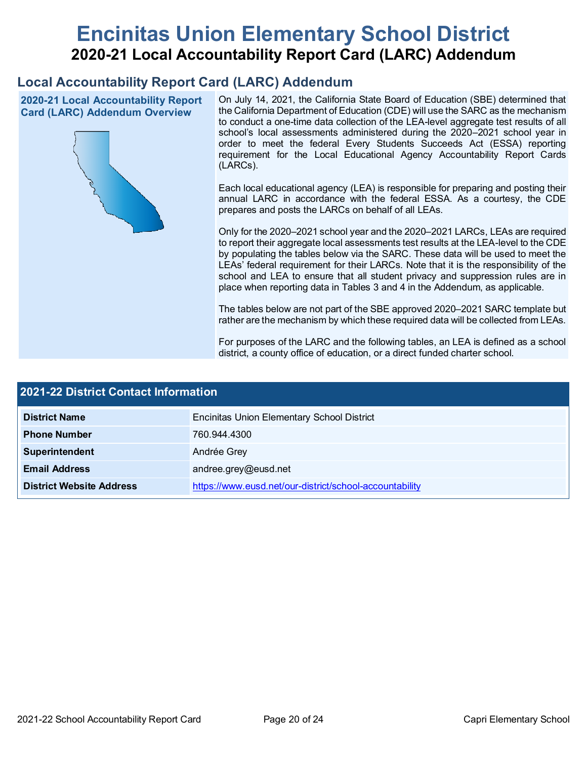# Encinitas Union Elementary School District

## 2020-21 Local Accountability Report Card (LARC) Addendum

## Local Accountability Report Card (LARC) Addendum

### 2020-21 Local Accountability Report Card (LARC) Addendum Overview

On July 14, 2021, the California State Board of Education (SBE) determined that the California Department of Education (CDE) will use the SARC as the mechanism to conduct a one-time data collection of the LEA-level aggregate test results of all school's local assessments administered during the 2020–2021 school year in order to meet the federal Every Students Succeeds Act (ESSA) reporting requirement for the Local Educational Agency Accountability Report Cards (LARCs).

Each local educational agency (LEA) is responsible for preparing and posting their annual LARC in accordance with the federal ESSA. As a courtesy, the CDE prepares and posts the LARCs on behalf of all LEAs.

Only for the 2020–2021 school year and the 2020–2021 LARCs, LEAs are required to report their aggregate local assessments test results at the LEA-level to the CDE by populating the tables below via the SARC. These data will be used to meet the LEAs' federal requirement for their LARCs. Note that it is the responsibility of the school and LEA to ensure that all student privacy and suppression rules are in place when reporting data in Tables 3 and 4 in the Addendum, as applicable.

The tables below are not part of the SBE approved 2020–2021 SARC template but rather are the mechanism by which these required data will be collected from LEAs.

For purposes of the LARC and the following tables, an LEA is defined as a school district, a county office of education, or a direct funded charter school.

| 2021-22 District Contact Information | |
|---|---|
| **District Name** | Encinitas Union Elementary School District |
| **Phone Number** | 760.944.4300 |
| **Superintendent** | Andrée Grey |
| **Email Address** | andree.grey@eusd.net |
| **District Website Address** | https://www.eusd.net/our-district/school-accountability |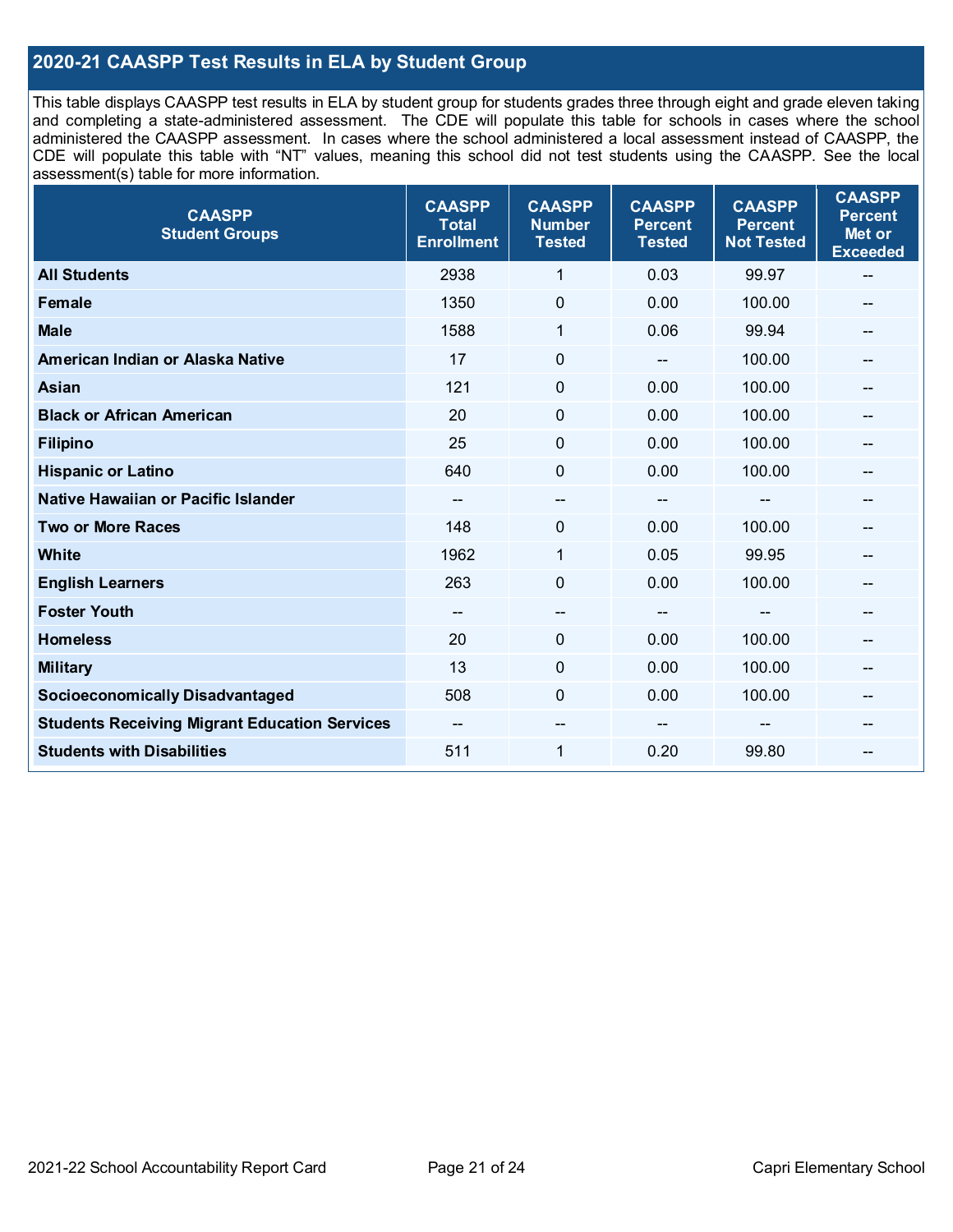## 2020-21 CAASPP Test Results in ELA by Student Group

This table displays CAASPP test results in ELA by student group for students grades three through eight and grade eleven taking and completing a state-administered assessment. The CDE will populate this table for schools in cases where the school administered the CAASPP assessment. In cases where the school administered a local assessment instead of CAASPP, the CDE will populate this table with "NT" values, meaning this school did not test students using the CAASPP. See the local assessment(s) table for more information.

| CAASPP Student Groups | CAASPP Total Enrollment | CAASPP Number Tested | CAASPP Percent Tested | CAASPP Percent Not Tested | CAASPP Percent Met or Exceeded |
|---|---|---|---|---|---|
| **All Students** | 2938 | 1 | 0.03 | 99.97 | -- |
| **Female** | 1350 | 0 | 0.00 | 100.00 | -- |
| **Male** | 1588 | 1 | 0.06 | 99.94 | -- |
| **American Indian or Alaska Native** | 17 | 0 | -- | 100.00 | -- |
| **Asian** | 121 | 0 | 0.00 | 100.00 | -- |
| **Black or African American** | 20 | 0 | 0.00 | 100.00 | -- |
| **Filipino** | 25 | 0 | 0.00 | 100.00 | -- |
| **Hispanic or Latino** | 640 | 0 | 0.00 | 100.00 | -- |
| **Native Hawaiian or Pacific Islander** | -- | -- | -- | -- | -- |
| **Two or More Races** | 148 | 0 | 0.00 | 100.00 | -- |
| **White** | 1962 | 1 | 0.05 | 99.95 | -- |
| **English Learners** | 263 | 0 | 0.00 | 100.00 | -- |
| **Foster Youth** | -- | -- | -- | -- | -- |
| **Homeless** | 20 | 0 | 0.00 | 100.00 | -- |
| **Military** | 13 | 0 | 0.00 | 100.00 | -- |
| **Socioeconomically Disadvantaged** | 508 | 0 | 0.00 | 100.00 | -- |
| **Students Receiving Migrant Education Services** | -- | -- | -- | -- | -- |
| **Students with Disabilities** | 511 | 1 | 0.20 | 99.80 | -- |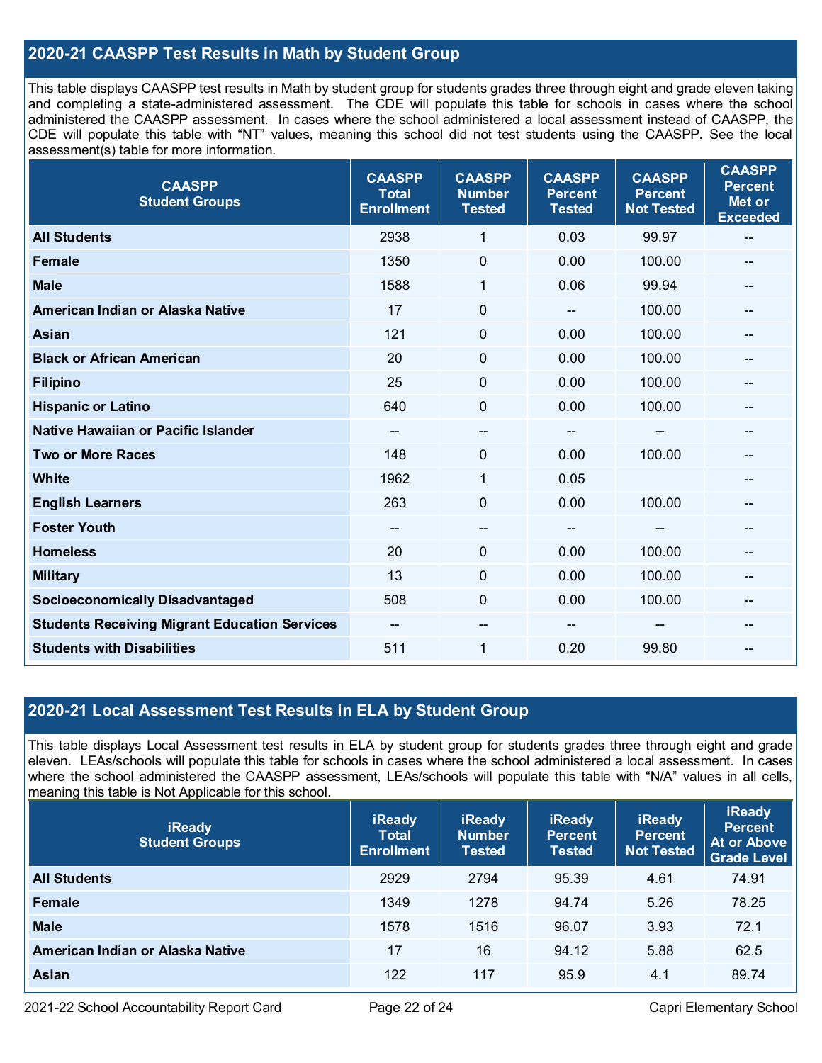## 2020-21 CAASPP Test Results in Math by Student Group

This table displays CAASPP test results in Math by student group for students grades three through eight and grade eleven taking and completing a state-administered assessment. The CDE will populate this table for schools in cases where the school administered the CAASPP assessment. In cases where the school administered a local assessment instead of CAASPP, the CDE will populate this table with “NT” values, meaning this school did not test students using the CAASPP. See the local assessment(s) table for more information.

| CAASPP Student Groups | CAASPP Total Enrollment | CAASPP Number Tested | CAASPP Percent Tested | CAASPP Percent Not Tested | CAASPP Percent Met or Exceeded |
|---|---|---|---|---|---|
| **All Students** | 2938 | 1 | 0.03 | 99.97 | -- |
| **Female** | 1350 | 0 | 0.00 | 100.00 | -- |
| **Male** | 1588 | 1 | 0.06 | 99.94 | -- |
| **American Indian or Alaska Native** | 17 | 0 | -- | 100.00 | -- |
| **Asian** | 121 | 0 | 0.00 | 100.00 | -- |
| **Black or African American** | 20 | 0 | 0.00 | 100.00 | -- |
| **Filipino** | 25 | 0 | 0.00 | 100.00 | -- |
| **Hispanic or Latino** | 640 | 0 | 0.00 | 100.00 | -- |
| **Native Hawaiian or Pacific Islander** | -- | -- | -- | -- | -- |
| **Two or More Races** | 148 | 0 | 0.00 | 100.00 | -- |
| **White** | 1962 | 1 | 0.05 | | -- |
| **English Learners** | 263 | 0 | 0.00 | 100.00 | -- |
| **Foster Youth** | -- | -- | -- | -- | -- |
| **Homeless** | 20 | 0 | 0.00 | 100.00 | -- |
| **Military** | 13 | 0 | 0.00 | 100.00 | -- |
| **Socioeconomically Disadvantaged** | 508 | 0 | 0.00 | 100.00 | -- |
| **Students Receiving Migrant Education Services** | -- | -- | -- | -- | -- |
| **Students with Disabilities** | 511 | 1 | 0.20 | 99.80 | -- |

## 2020-21 Local Assessment Test Results in ELA by Student Group

This table displays Local Assessment test results in ELA by student group for students grades three through eight and grade eleven. LEAs/schools will populate this table for schools in cases where the school administered a local assessment. In cases where the school administered the CAASPP assessment, LEAs/schools will populate this table with “N/A” values in all cells, meaning this table is Not Applicable for this school.

| iReady Student Groups | iReady Total Enrollment | iReady Number Tested | iReady Percent Tested | iReady Percent Not Tested | iReady Percent At or Above Grade Level |
|---|---|---|---|---|---|
| **All Students** | 2929 | 2794 | 95.39 | 4.61 | 74.91 |
| **Female** | 1349 | 1278 | 94.74 | 5.26 | 78.25 |
| **Male** | 1578 | 1516 | 96.07 | 3.93 | 72.1 |
| **American Indian or Alaska Native** | 17 | 16 | 94.12 | 5.88 | 62.5 |
| **Asian** | 122 | 117 | 95.9 | 4.1 | 89.74 |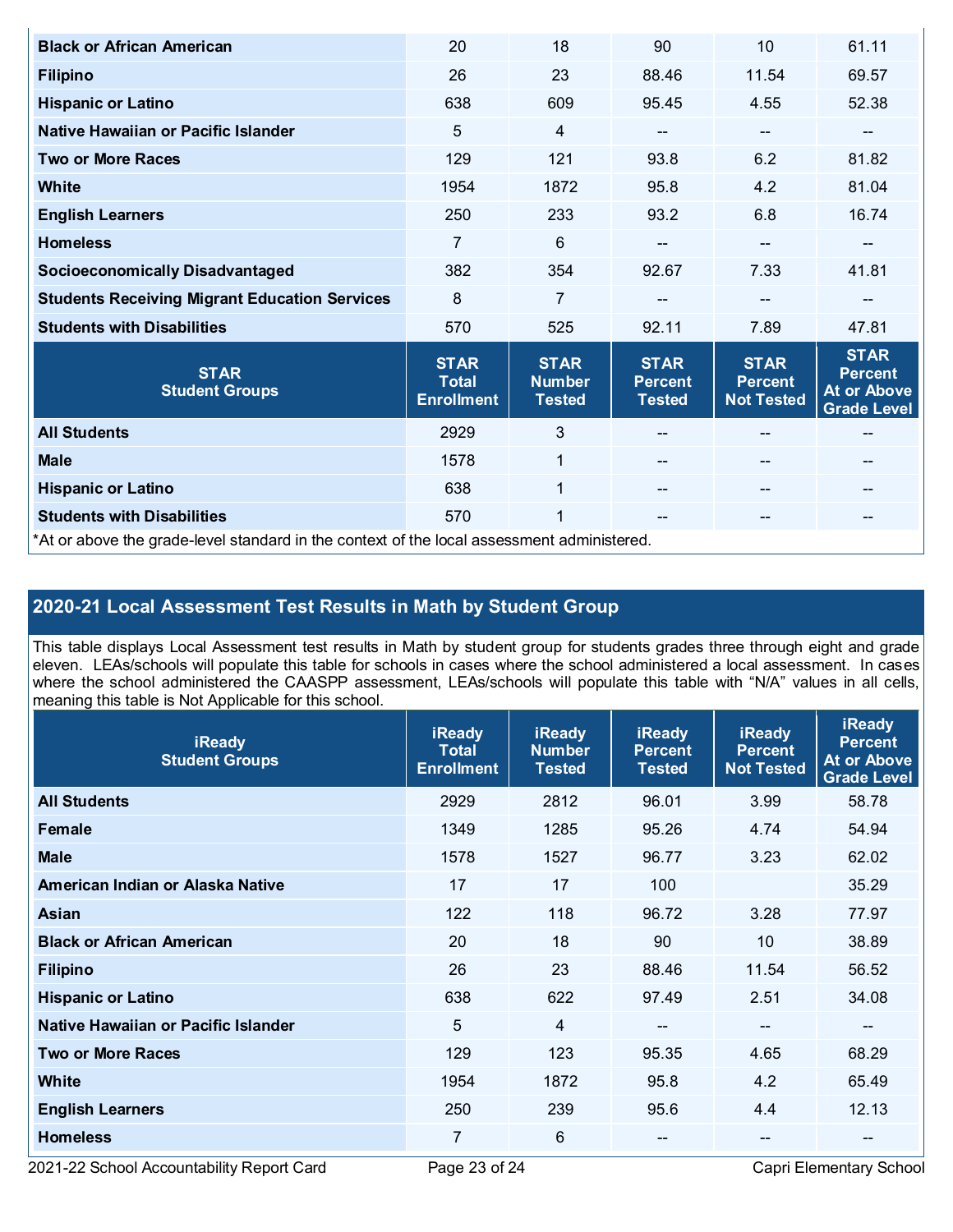| Black or African American | 20 | 18 | 90 | 10 | 61.11 |
|---|---|---|---|---|---|
| Filipino | 26 | 23 | 88.46 | 11.54 | 69.57 |
| Hispanic or Latino | 638 | 609 | 95.45 | 4.55 | 52.38 |
| Native Hawaiian or Pacific Islander | 5 | 4 | -- | -- | -- |
| Two or More Races | 129 | 121 | 93.8 | 6.2 | 81.82 |
| White | 1954 | 1872 | 95.8 | 4.2 | 81.04 |
| English Learners | 250 | 233 | 93.2 | 6.8 | 16.74 |
| Homeless | 7 | 6 | -- | -- | -- |
| Socioeconomically Disadvantaged | 382 | 354 | 92.67 | 7.33 | 41.81 |
| Students Receiving Migrant Education Services | 8 | 7 | -- | -- | -- |
| Students with Disabilities | 570 | 525 | 92.11 | 7.89 | 47.81 |

| STAR Student Groups | STAR Total Enrollment | STAR Number Tested | STAR Percent Tested | STAR Percent Not Tested | STAR Percent At or Above Grade Level |
|---|---|---|---|---|---|
| All Students | 2929 | 3 | -- | -- | -- |
| Male | 1578 | 1 | -- | -- | -- |
| Hispanic or Latino | 638 | 1 | -- | -- | -- |
| Students with Disabilities | 570 | 1 | -- | -- | -- |

*At or above the grade-level standard in the context of the local assessment administered.

## 2020-21 Local Assessment Test Results in Math by Student Group

This table displays Local Assessment test results in Math by student group for students grades three through eight and grade eleven. LEAs/schools will populate this table for schools in cases where the school administered a local assessment. In cases where the school administered the CAASPP assessment, LEAs/schools will populate this table with "N/A" values in all cells, meaning this table is Not Applicable for this school.

| iReady Student Groups | iReady Total Enrollment | iReady Number Tested | iReady Percent Tested | iReady Percent Not Tested | iReady Percent At or Above Grade Level |
|---|---|---|---|---|---|
| All Students | 2929 | 2812 | 96.01 | 3.99 | 58.78 |
| Female | 1349 | 1285 | 95.26 | 4.74 | 54.94 |
| Male | 1578 | 1527 | 96.77 | 3.23 | 62.02 |
| American Indian or Alaska Native | 17 | 17 | 100 | | 35.29 |
| Asian | 122 | 118 | 96.72 | 3.28 | 77.97 |
| Black or African American | 20 | 18 | 90 | 10 | 38.89 |
| Filipino | 26 | 23 | 88.46 | 11.54 | 56.52 |
| Hispanic or Latino | 638 | 622 | 97.49 | 2.51 | 34.08 |
| Native Hawaiian or Pacific Islander | 5 | 4 | -- | -- | -- |
| Two or More Races | 129 | 123 | 95.35 | 4.65 | 68.29 |
| White | 1954 | 1872 | 95.8 | 4.2 | 65.49 |
| English Learners | 250 | 239 | 95.6 | 4.4 | 12.13 |
| Homeless | 7 | 6 | -- | -- | -- |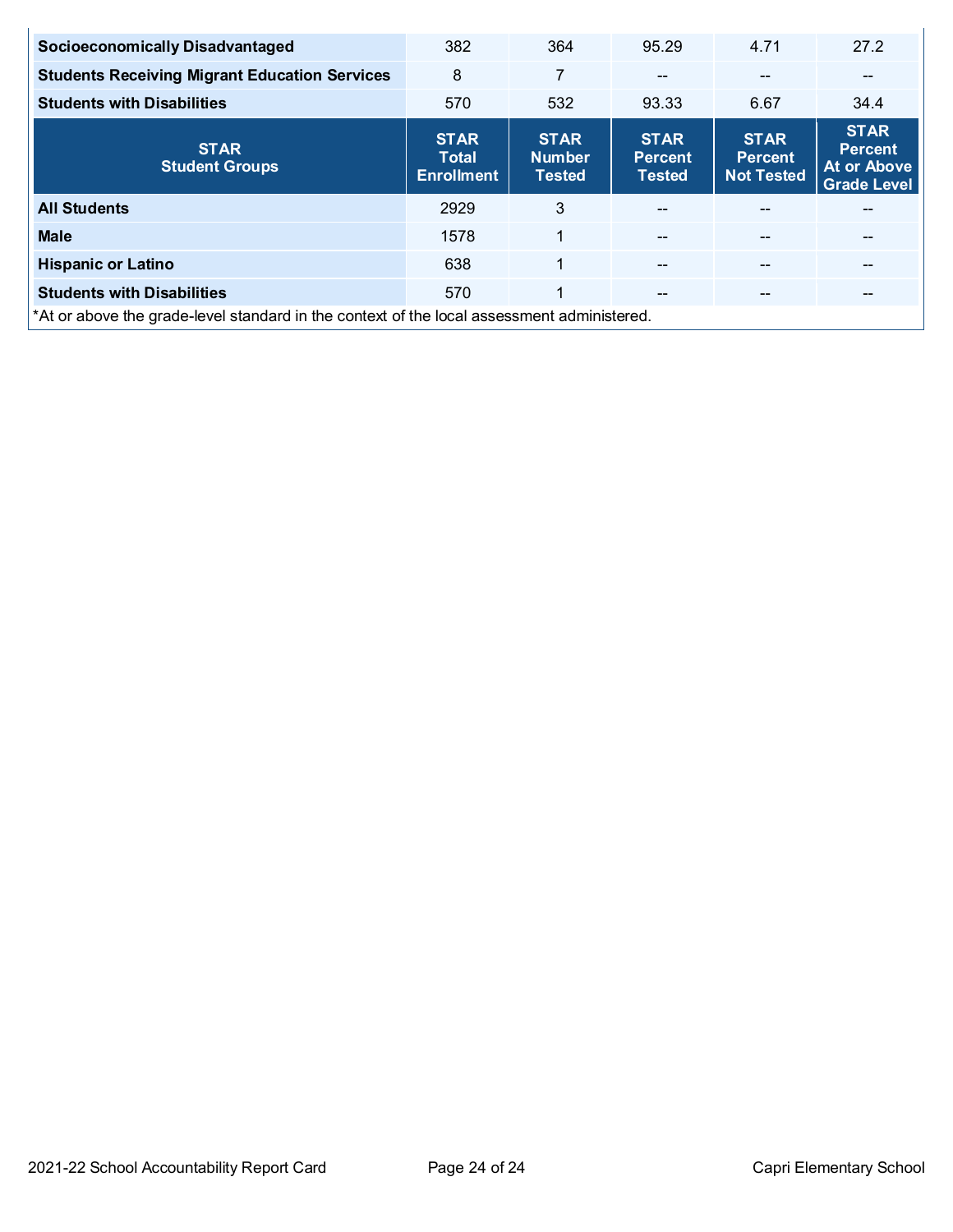| | | | | | |
|---|---|---|---|---|---|
| **Socioeconomically Disadvantaged** | 382 | 364 | 95.29 | 4.71 | 27.2 |
| **Students Receiving Migrant Education Services** | 8 | 7 | -- | -- | -- |
| **Students with Disabilities** | 570 | 532 | 93.33 | 6.67 | 34.4 |

| STAR Student Groups | STAR Total Enrollment | STAR Number Tested | STAR Percent Tested | STAR Percent Not Tested | STAR Percent At or Above Grade Level |
|---|---|---|---|---|---|
| **All Students** | 2929 | 3 | -- | -- | -- |
| **Male** | 1578 | 1 | -- | -- | -- |
| **Hispanic or Latino** | 638 | 1 | -- | -- | -- |
| **Students with Disabilities** | 570 | 1 | -- | -- | -- |

*At or above the grade-level standard in the context of the local assessment administered.